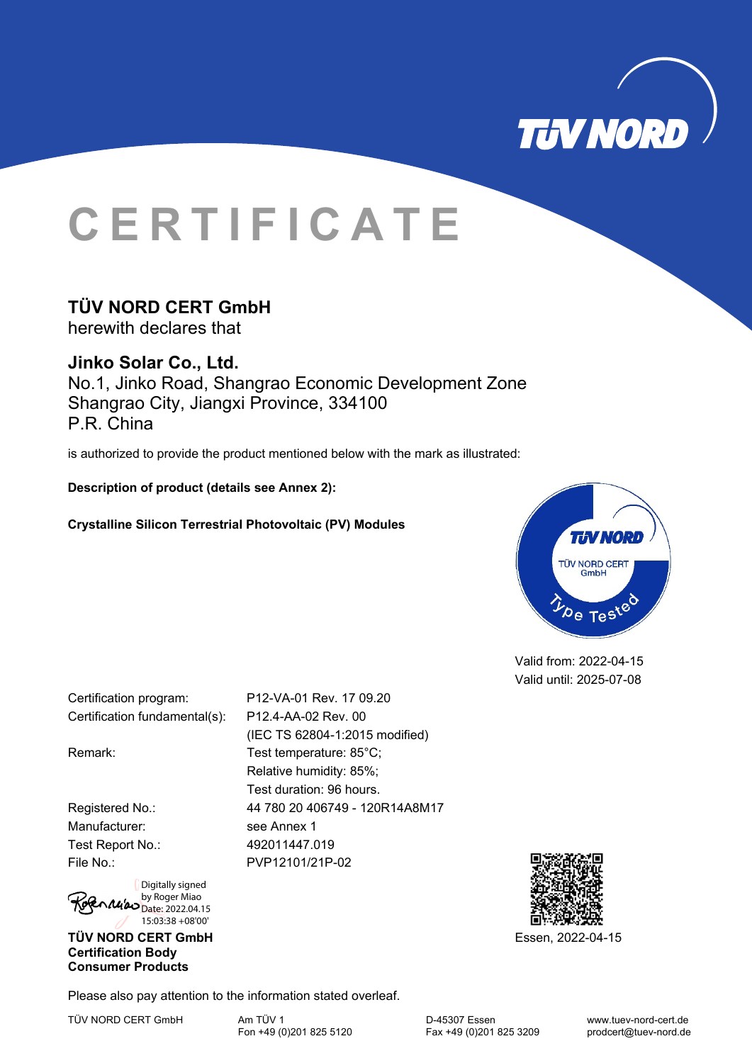# CERTIFICATE

**TÜV NORD CERT GmbH**
herewith declares that

**Jinko Solar Co., Ltd.**
No.1, Jinko Road, Shangrao Economic Development Zone
Shangrao City, Jiangxi Province, 334100
P.R. China

is authorized to provide the product mentioned below with the mark as illustrated:

**Description of product (details see Annex 2):**

**Crystalline Silicon Terrestrial Photovoltaic (PV) Modules**

TÜV NORD
TÜV NORD CERT GmbH
Type Tested

Valid from: 2022-04-15
Valid until: 2025-07-08

| | |
|---|---|
| Certification program: | P12-VA-01 Rev. 17 09.20 |
| Certification fundamental(s): | P12.4-AA-02 Rev. 00 (IEC TS 62804-1:2015 modified) |
| Remark: | Test temperature: 85°C; Relative humidity: 85%; Test duration: 96 hours. |
| Registered No.: | 44 780 20 406749 - 120R14A8M17 |
| Manufacturer: | see Annex 1 |
| Test Report No.: | 492011447.019 |
| File No.: | PVP12101/21P-02 |

Digitally signed by Roger Miao
Date: 2022.04.15 15:03:38 +08'00'

**TÜV NORD CERT GmbH**
**Certification Body**
**Consumer Products**

Essen, 2022-04-15

Please also pay attention to the information stated overleaf.

TÜV NORD CERT GmbH | Am TÜV 1 | D-45307 Essen | www.tuev-nord-cert.de
Fon +49 (0)201 825 5120 | Fax +49 (0)201 825 3209 | prodcert@tuev-nord.de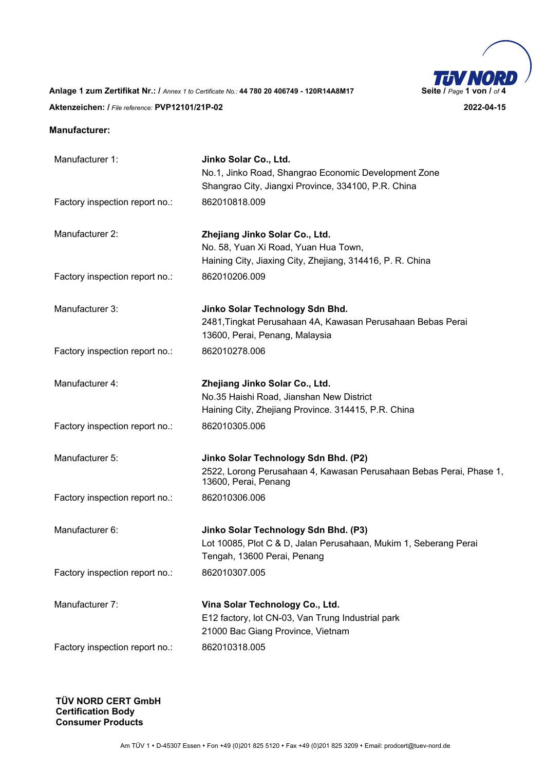**Anlage 1 zum Zertifikat Nr.:** / *Annex 1 to Certificate No.:* **44 780 20 406749 - 120R14A8M17**

**Aktenzeichen:** / *File reference:* **PVP12101/21P-02** **2022-04-15**

**Manufacturer:**

| | |
|---|---|
| Manufacturer 1: | **Jinko Solar Co., Ltd.**<br>No.1, Jinko Road, Shangrao Economic Development Zone<br>Shangrao City, Jiangxi Province, 334100, P.R. China |
| Factory inspection report no.: | 862010818.009 |
| Manufacturer 2: | **Zhejiang Jinko Solar Co., Ltd.**<br>No. 58, Yuan Xi Road, Yuan Hua Town,<br>Haining City, Jiaxing City, Zhejiang, 314416, P. R. China |
| Factory inspection report no.: | 862010206.009 |
| Manufacturer 3: | **Jinko Solar Technology Sdn Bhd.**<br>2481,Tingkat Perusahaan 4A, Kawasan Perusahaan Bebas Perai<br>13600, Perai, Penang, Malaysia |
| Factory inspection report no.: | 862010278.006 |
| Manufacturer 4: | **Zhejiang Jinko Solar Co., Ltd.**<br>No.35 Haishi Road, Jianshan New District<br>Haining City, Zhejiang Province. 314415, P.R. China |
| Factory inspection report no.: | 862010305.006 |
| Manufacturer 5: | **Jinko Solar Technology Sdn Bhd. (P2)**<br>2522, Lorong Perusahaan 4, Kawasan Perusahaan Bebas Perai, Phase 1, 13600, Perai, Penang |
| Factory inspection report no.: | 862010306.006 |
| Manufacturer 6: | **Jinko Solar Technology Sdn Bhd. (P3)**<br>Lot 10085, Plot C & D, Jalan Perusahaan, Mukim 1, Seberang Perai Tengah, 13600 Perai, Penang |
| Factory inspection report no.: | 862010307.005 |
| Manufacturer 7: | **Vina Solar Technology Co., Ltd.**<br>E12 factory, lot CN-03, Van Trung Industrial park<br>21000 Bac Giang Province, Vietnam |
| Factory inspection report no.: | 862010318.005 |

**TÜV NORD CERT GmbH**
**Certification Body**
**Consumer Products**

Am TÜV 1 • D-45307 Essen • Fon +49 (0)201 825 5120 • Fax +49 (0)201 825 3209 • Email: prodcert@tuev-nord.de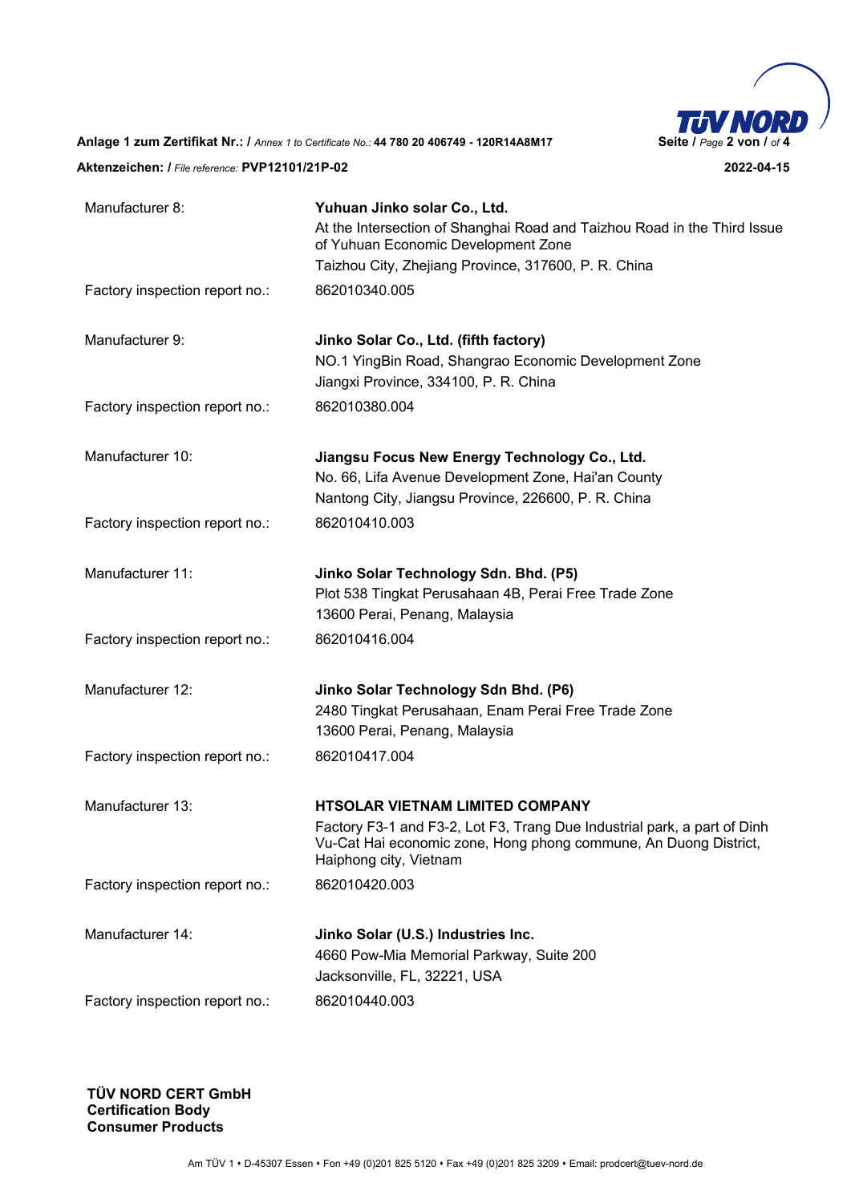**Anlage 1 zum Zertifikat Nr.: /** *Annex 1 to Certificate No.:* **44 780 20 406749 - 120R14A8M17**

**Aktenzeichen: /** *File reference:* **PVP12101/21P-02** **2022-04-15**

| | |
|---|---|
| Manufacturer 8: | **Yuhuan Jinko solar Co., Ltd.**<br>At the Intersection of Shanghai Road and Taizhou Road in the Third Issue of Yuhuan Economic Development Zone<br>Taizhou City, Zhejiang Province, 317600, P. R. China |
| Factory inspection report no.: | 862010340.005 |
| Manufacturer 9: | **Jinko Solar Co., Ltd. (fifth factory)**<br>NO.1 YingBin Road, Shangrao Economic Development Zone<br>Jiangxi Province, 334100, P. R. China |
| Factory inspection report no.: | 862010380.004 |
| Manufacturer 10: | **Jiangsu Focus New Energy Technology Co., Ltd.**<br>No. 66, Lifa Avenue Development Zone, Hai'an County<br>Nantong City, Jiangsu Province, 226600, P. R. China |
| Factory inspection report no.: | 862010410.003 |
| Manufacturer 11: | **Jinko Solar Technology Sdn. Bhd. (P5)**<br>Plot 538 Tingkat Perusahaan 4B, Perai Free Trade Zone<br>13600 Perai, Penang, Malaysia |
| Factory inspection report no.: | 862010416.004 |
| Manufacturer 12: | **Jinko Solar Technology Sdn Bhd. (P6)**<br>2480 Tingkat Perusahaan, Enam Perai Free Trade Zone<br>13600 Perai, Penang, Malaysia |
| Factory inspection report no.: | 862010417.004 |
| Manufacturer 13: | **HTSOLAR VIETNAM LIMITED COMPANY**<br>Factory F3-1 and F3-2, Lot F3, Trang Due Industrial park, a part of Dinh Vu-Cat Hai economic zone, Hong phong commune, An Duong District, Haiphong city, Vietnam |
| Factory inspection report no.: | 862010420.003 |
| Manufacturer 14: | **Jinko Solar (U.S.) Industries Inc.**<br>4660 Pow-Mia Memorial Parkway, Suite 200<br>Jacksonville, FL, 32221, USA |
| Factory inspection report no.: | 862010440.003 |

**TÜV NORD CERT GmbH**
**Certification Body**
**Consumer Products**

Am TÜV 1 • D-45307 Essen • Fon +49 (0)201 825 5120 • Fax +49 (0)201 825 3209 • Email: prodcert@tuev-nord.de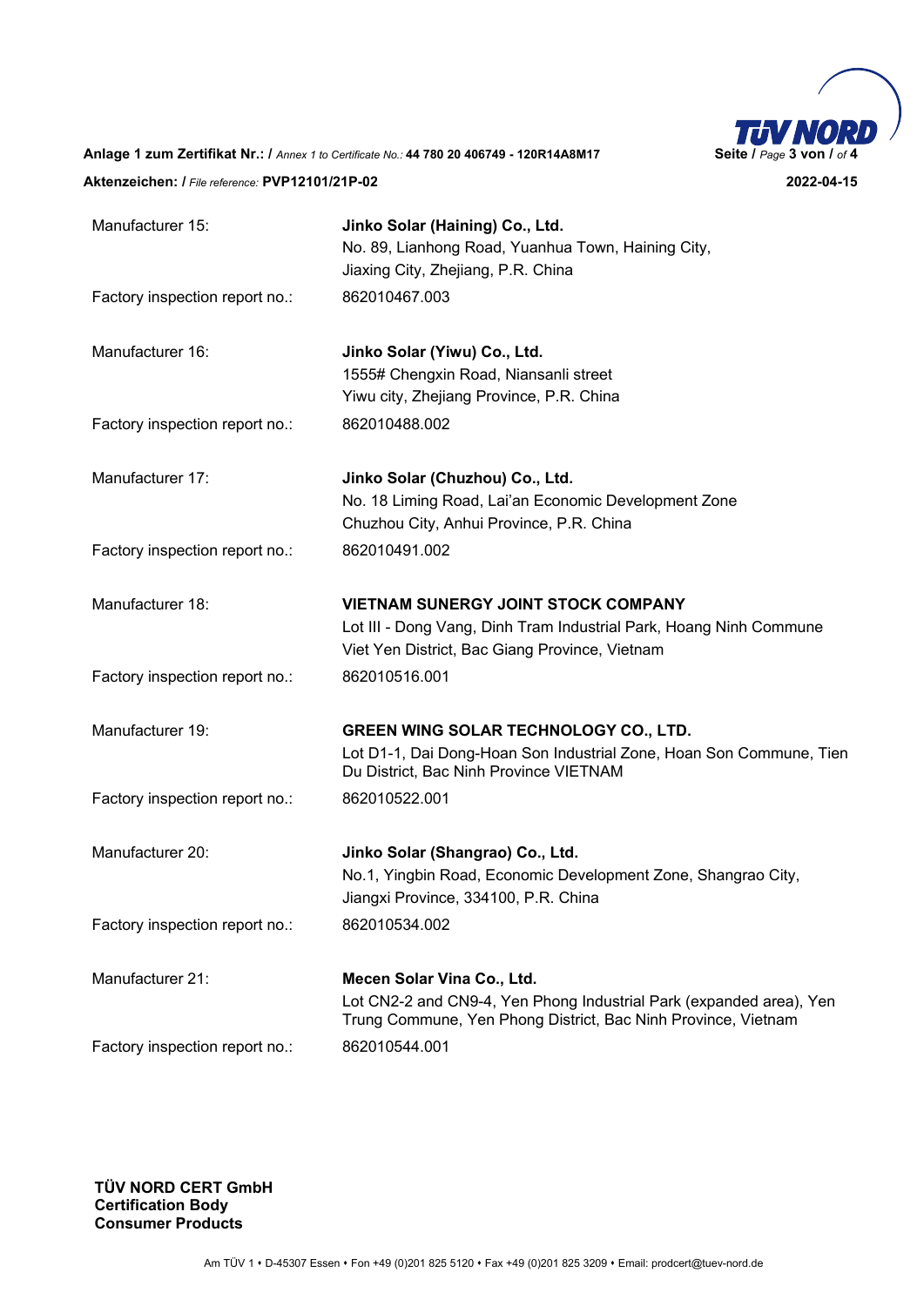**Anlage 1 zum Zertifikat Nr.:** / *Annex 1 to Certificate No.:* **44 780 20 406749 - 120R14A8M17**

**Aktenzeichen:** / *File reference:* **PVP12101/21P-02** **2022-04-15**

| | |
|---|---|
| Manufacturer 15: | **Jinko Solar (Haining) Co., Ltd.**<br>No. 89, Lianhong Road, Yuanhua Town, Haining City,<br>Jiaxing City, Zhejiang, P.R. China |
| Factory inspection report no.: | 862010467.003 |
| Manufacturer 16: | **Jinko Solar (Yiwu) Co., Ltd.**<br>1555# Chengxin Road, Niansanli street<br>Yiwu city, Zhejiang Province, P.R. China |
| Factory inspection report no.: | 862010488.002 |
| Manufacturer 17: | **Jinko Solar (Chuzhou) Co., Ltd.**<br>No. 18 Liming Road, Lai'an Economic Development Zone<br>Chuzhou City, Anhui Province, P.R. China |
| Factory inspection report no.: | 862010491.002 |
| Manufacturer 18: | **VIETNAM SUNERGY JOINT STOCK COMPANY**<br>Lot III - Dong Vang, Dinh Tram Industrial Park, Hoang Ninh Commune<br>Viet Yen District, Bac Giang Province, Vietnam |
| Factory inspection report no.: | 862010516.001 |
| Manufacturer 19: | **GREEN WING SOLAR TECHNOLOGY CO., LTD.**<br>Lot D1-1, Dai Dong-Hoan Son Industrial Zone, Hoan Son Commune, Tien Du District, Bac Ninh Province VIETNAM |
| Factory inspection report no.: | 862010522.001 |
| Manufacturer 20: | **Jinko Solar (Shangrao) Co., Ltd.**<br>No.1, Yingbin Road, Economic Development Zone, Shangrao City,<br>Jiangxi Province, 334100, P.R. China |
| Factory inspection report no.: | 862010534.002 |
| Manufacturer 21: | **Mecen Solar Vina Co., Ltd.**<br>Lot CN2-2 and CN9-4, Yen Phong Industrial Park (expanded area), Yen Trung Commune, Yen Phong District, Bac Ninh Province, Vietnam |
| Factory inspection report no.: | 862010544.001 |

**TÜV NORD CERT GmbH**
**Certification Body**
**Consumer Products**

Am TÜV 1 • D-45307 Essen • Fon +49 (0)201 825 5120 • Fax +49 (0)201 825 3209 • Email: prodcert@tuev-nord.de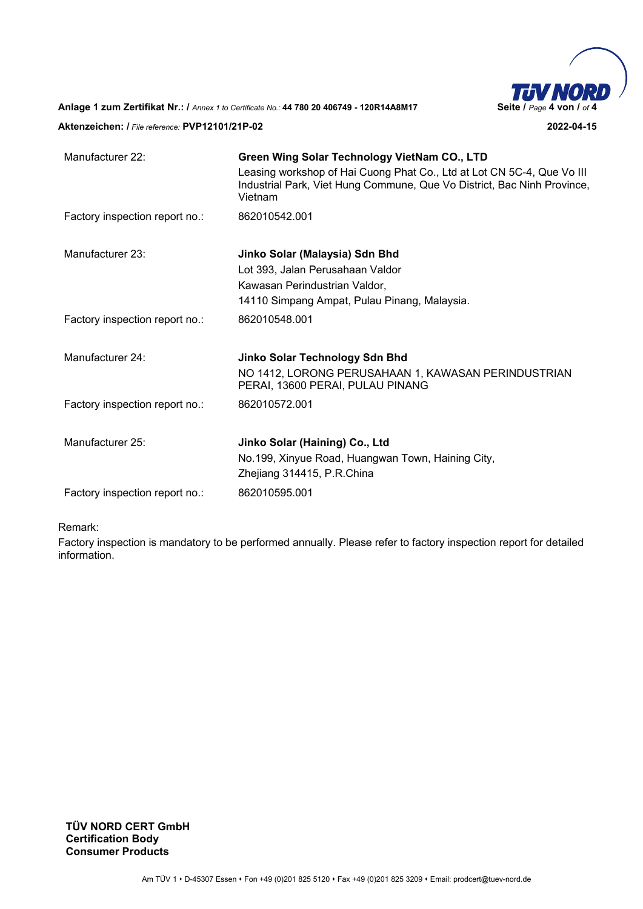| | |
|---|---|
| Manufacturer 22: | **Green Wing Solar Technology VietNam CO., LTD**<br>Leasing workshop of Hai Cuong Phat Co., Ltd at Lot CN 5C-4, Que Vo III Industrial Park, Viet Hung Commune, Que Vo District, Bac Ninh Province, Vietnam |
| Factory inspection report no.: | 862010542.001 |
| Manufacturer 23: | **Jinko Solar (Malaysia) Sdn Bhd**<br>Lot 393, Jalan Perusahaan Valdor<br>Kawasan Perindustrian Valdor,<br>14110 Simpang Ampat, Pulau Pinang, Malaysia. |
| Factory inspection report no.: | 862010548.001 |
| Manufacturer 24: | **Jinko Solar Technology Sdn Bhd**<br>NO 1412, LORONG PERUSAHAAN 1, KAWASAN PERINDUSTRIAN PERAI, 13600 PERAI, PULAU PINANG |
| Factory inspection report no.: | 862010572.001 |
| Manufacturer 25: | **Jinko Solar (Haining) Co., Ltd**<br>No.199, Xinyue Road, Huangwan Town, Haining City,<br>Zhejiang 314415, P.R.China |
| Factory inspection report no.: | 862010595.001 |

Remark:

Factory inspection is mandatory to be performed annually. Please refer to factory inspection report for detailed information.

**TÜV NORD CERT GmbH**
**Certification Body**
**Consumer Products**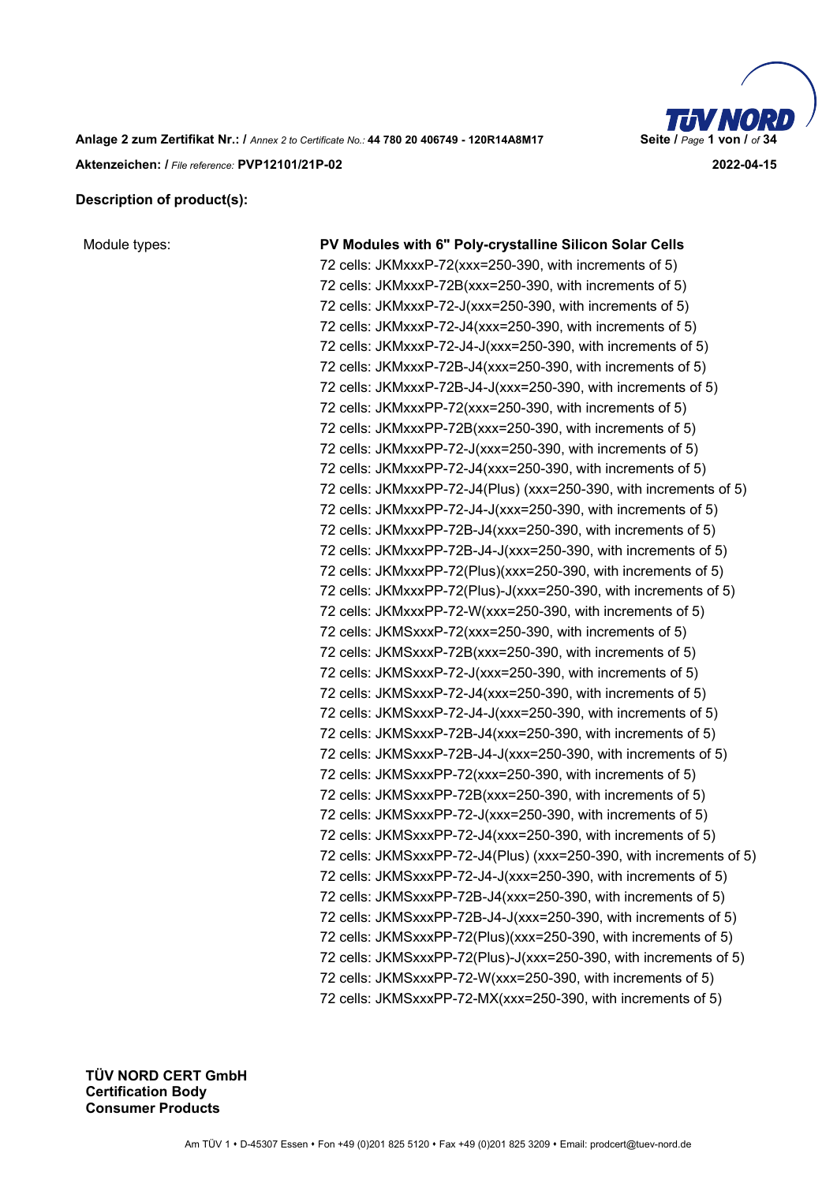**Anlage 2 zum Zertifikat Nr.: /** *Annex 2 to Certificate No.:* **44 780 20 406749 - 120R14A8M17**

**Aktenzeichen: /** *File reference:* **PVP12101/21P-02** **2022-04-15**

**Description of product(s):**

| Module types: | **PV Modules with 6" Poly-crystalline Silicon Solar Cells** |
|---|---|
| | 72 cells: JKMxxxP-72(xxx=250-390, with increments of 5) |
| | 72 cells: JKMxxxP-72B(xxx=250-390, with increments of 5) |
| | 72 cells: JKMxxxP-72-J(xxx=250-390, with increments of 5) |
| | 72 cells: JKMxxxP-72-J4(xxx=250-390, with increments of 5) |
| | 72 cells: JKMxxxP-72-J4-J(xxx=250-390, with increments of 5) |
| | 72 cells: JKMxxxP-72B-J4(xxx=250-390, with increments of 5) |
| | 72 cells: JKMxxxP-72B-J4-J(xxx=250-390, with increments of 5) |
| | 72 cells: JKMxxxPP-72(xxx=250-390, with increments of 5) |
| | 72 cells: JKMxxxPP-72B(xxx=250-390, with increments of 5) |
| | 72 cells: JKMxxxPP-72-J(xxx=250-390, with increments of 5) |
| | 72 cells: JKMxxxPP-72-J4(xxx=250-390, with increments of 5) |
| | 72 cells: JKMxxxPP-72-J4(Plus) (xxx=250-390, with increments of 5) |
| | 72 cells: JKMxxxPP-72-J4-J(xxx=250-390, with increments of 5) |
| | 72 cells: JKMxxxPP-72B-J4(xxx=250-390, with increments of 5) |
| | 72 cells: JKMxxxPP-72B-J4-J(xxx=250-390, with increments of 5) |
| | 72 cells: JKMxxxPP-72(Plus)(xxx=250-390, with increments of 5) |
| | 72 cells: JKMxxxPP-72(Plus)-J(xxx=250-390, with increments of 5) |
| | 72 cells: JKMxxxPP-72-W(xxx=250-390, with increments of 5) |
| | 72 cells: JKMSxxxP-72(xxx=250-390, with increments of 5) |
| | 72 cells: JKMSxxxP-72B(xxx=250-390, with increments of 5) |
| | 72 cells: JKMSxxxP-72-J(xxx=250-390, with increments of 5) |
| | 72 cells: JKMSxxxP-72-J4(xxx=250-390, with increments of 5) |
| | 72 cells: JKMSxxxP-72-J4-J(xxx=250-390, with increments of 5) |
| | 72 cells: JKMSxxxP-72B-J4(xxx=250-390, with increments of 5) |
| | 72 cells: JKMSxxxP-72B-J4-J(xxx=250-390, with increments of 5) |
| | 72 cells: JKMSxxxPP-72(xxx=250-390, with increments of 5) |
| | 72 cells: JKMSxxxPP-72B(xxx=250-390, with increments of 5) |
| | 72 cells: JKMSxxxPP-72-J(xxx=250-390, with increments of 5) |
| | 72 cells: JKMSxxxPP-72-J4(xxx=250-390, with increments of 5) |
| | 72 cells: JKMSxxxPP-72-J4(Plus) (xxx=250-390, with increments of 5) |
| | 72 cells: JKMSxxxPP-72-J4-J(xxx=250-390, with increments of 5) |
| | 72 cells: JKMSxxxPP-72B-J4(xxx=250-390, with increments of 5) |
| | 72 cells: JKMSxxxPP-72B-J4-J(xxx=250-390, with increments of 5) |
| | 72 cells: JKMSxxxPP-72(Plus)(xxx=250-390, with increments of 5) |
| | 72 cells: JKMSxxxPP-72(Plus)-J(xxx=250-390, with increments of 5) |
| | 72 cells: JKMSxxxPP-72-W(xxx=250-390, with increments of 5) |
| | 72 cells: JKMSxxxPP-72-MX(xxx=250-390, with increments of 5) |

**TÜV NORD CERT GmbH**
**Certification Body**
**Consumer Products**

Am TÜV 1 • D-45307 Essen • Fon +49 (0)201 825 5120 • Fax +49 (0)201 825 3209 • Email: prodcert@tuev-nord.de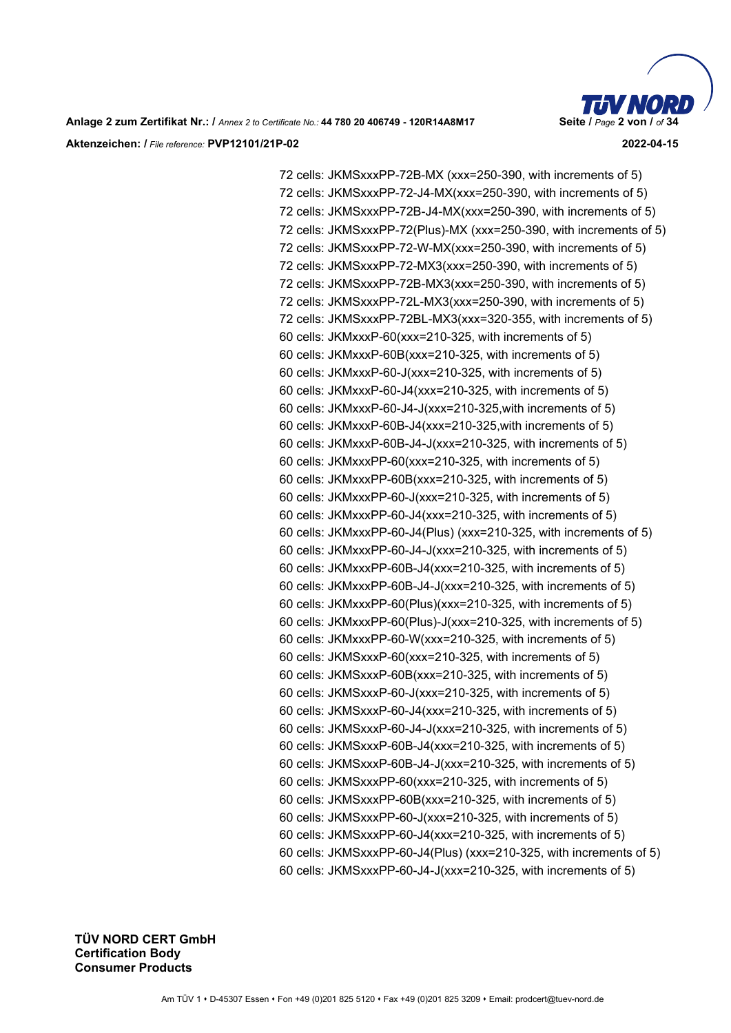72 cells: JKMSxxxPP-72B-MX (xxx=250-390, with increments of 5)
72 cells: JKMSxxxPP-72-J4-MX(xxx=250-390, with increments of 5)
72 cells: JKMSxxxPP-72B-J4-MX(xxx=250-390, with increments of 5)
72 cells: JKMSxxxPP-72(Plus)-MX (xxx=250-390, with increments of 5)
72 cells: JKMSxxxPP-72-W-MX(xxx=250-390, with increments of 5)
72 cells: JKMSxxxPP-72-MX3(xxx=250-390, with increments of 5)
72 cells: JKMSxxxPP-72B-MX3(xxx=250-390, with increments of 5)
72 cells: JKMSxxxPP-72L-MX3(xxx=250-390, with increments of 5)
72 cells: JKMSxxxPP-72BL-MX3(xxx=320-355, with increments of 5)
60 cells: JKMxxxP-60(xxx=210-325, with increments of 5)
60 cells: JKMxxxP-60B(xxx=210-325, with increments of 5)
60 cells: JKMxxxP-60-J(xxx=210-325, with increments of 5)
60 cells: JKMxxxP-60-J4(xxx=210-325, with increments of 5)
60 cells: JKMxxxP-60-J4-J(xxx=210-325,with increments of 5)
60 cells: JKMxxxP-60B-J4(xxx=210-325,with increments of 5)
60 cells: JKMxxxP-60B-J4-J(xxx=210-325, with increments of 5)
60 cells: JKMxxxPP-60(xxx=210-325, with increments of 5)
60 cells: JKMxxxPP-60B(xxx=210-325, with increments of 5)
60 cells: JKMxxxPP-60-J(xxx=210-325, with increments of 5)
60 cells: JKMxxxPP-60-J4(xxx=210-325, with increments of 5)
60 cells: JKMxxxPP-60-J4(Plus) (xxx=210-325, with increments of 5)
60 cells: JKMxxxPP-60-J4-J(xxx=210-325, with increments of 5)
60 cells: JKMxxxPP-60B-J4(xxx=210-325, with increments of 5)
60 cells: JKMxxxPP-60B-J4-J(xxx=210-325, with increments of 5)
60 cells: JKMxxxPP-60(Plus)(xxx=210-325, with increments of 5)
60 cells: JKMxxxPP-60(Plus)-J(xxx=210-325, with increments of 5)
60 cells: JKMxxxPP-60-W(xxx=210-325, with increments of 5)
60 cells: JKMSxxxP-60(xxx=210-325, with increments of 5)
60 cells: JKMSxxxP-60B(xxx=210-325, with increments of 5)
60 cells: JKMSxxxP-60-J(xxx=210-325, with increments of 5)
60 cells: JKMSxxxP-60-J4(xxx=210-325, with increments of 5)
60 cells: JKMSxxxP-60-J4-J(xxx=210-325, with increments of 5)
60 cells: JKMSxxxP-60B-J4(xxx=210-325, with increments of 5)
60 cells: JKMSxxxP-60B-J4-J(xxx=210-325, with increments of 5)
60 cells: JKMSxxxPP-60(xxx=210-325, with increments of 5)
60 cells: JKMSxxxPP-60B(xxx=210-325, with increments of 5)
60 cells: JKMSxxxPP-60-J(xxx=210-325, with increments of 5)
60 cells: JKMSxxxPP-60-J4(xxx=210-325, with increments of 5)
60 cells: JKMSxxxPP-60-J4(Plus) (xxx=210-325, with increments of 5)
60 cells: JKMSxxxPP-60-J4-J(xxx=210-325, with increments of 5)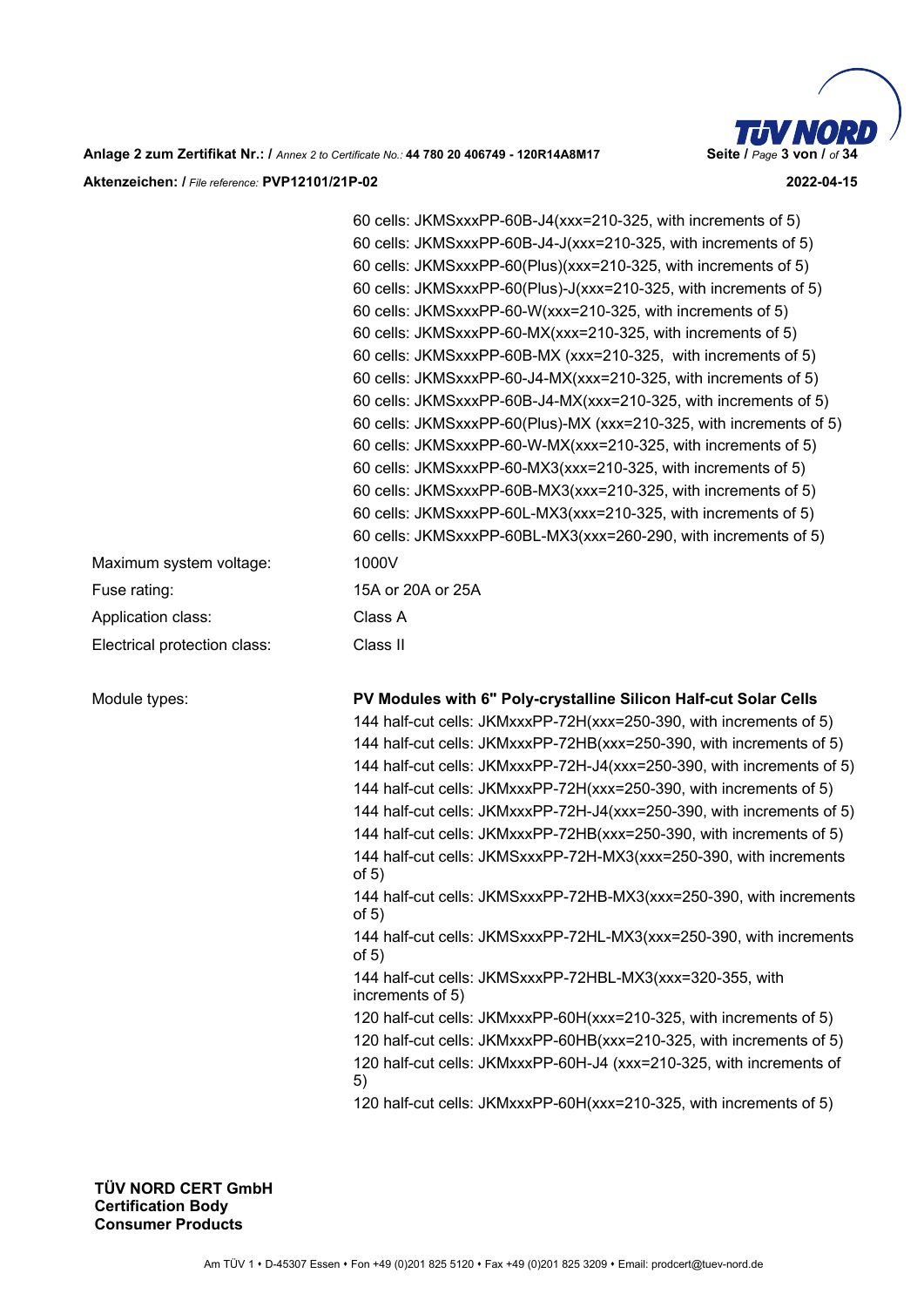60 cells: JKMSxxxPP-60B-J4(xxx=210-325, with increments of 5)
60 cells: JKMSxxxPP-60B-J4-J(xxx=210-325, with increments of 5)
60 cells: JKMSxxxPP-60(Plus)(xxx=210-325, with increments of 5)
60 cells: JKMSxxxPP-60(Plus)-J(xxx=210-325, with increments of 5)
60 cells: JKMSxxxPP-60-W(xxx=210-325, with increments of 5)
60 cells: JKMSxxxPP-60-MX(xxx=210-325, with increments of 5)
60 cells: JKMSxxxPP-60B-MX (xxx=210-325, with increments of 5)
60 cells: JKMSxxxPP-60-J4-MX(xxx=210-325, with increments of 5)
60 cells: JKMSxxxPP-60B-J4-MX(xxx=210-325, with increments of 5)
60 cells: JKMSxxxPP-60(Plus)-MX (xxx=210-325, with increments of 5)
60 cells: JKMSxxxPP-60-W-MX(xxx=210-325, with increments of 5)
60 cells: JKMSxxxPP-60-MX3(xxx=210-325, with increments of 5)
60 cells: JKMSxxxPP-60B-MX3(xxx=210-325, with increments of 5)
60 cells: JKMSxxxPP-60L-MX3(xxx=210-325, with increments of 5)
60 cells: JKMSxxxPP-60BL-MX3(xxx=260-290, with increments of 5)

| | |
|---|---|
| Maximum system voltage: | 1000V |
| Fuse rating: | 15A or 20A or 25A |
| Application class: | Class A |
| Electrical protection class: | Class II |

Module types: **PV Modules with 6" Poly-crystalline Silicon Half-cut Solar Cells**

144 half-cut cells: JKMxxxPP-72H(xxx=250-390, with increments of 5)
144 half-cut cells: JKMxxxPP-72HB(xxx=250-390, with increments of 5)
144 half-cut cells: JKMxxxPP-72H-J4(xxx=250-390, with increments of 5)
144 half-cut cells: JKMxxxPP-72H(xxx=250-390, with increments of 5)
144 half-cut cells: JKMxxxPP-72H-J4(xxx=250-390, with increments of 5)
144 half-cut cells: JKMxxxPP-72HB(xxx=250-390, with increments of 5)
144 half-cut cells: JKMSxxxPP-72H-MX3(xxx=250-390, with increments of 5)
144 half-cut cells: JKMSxxxPP-72HB-MX3(xxx=250-390, with increments of 5)
144 half-cut cells: JKMSxxxPP-72HL-MX3(xxx=250-390, with increments of 5)
144 half-cut cells: JKMSxxxPP-72HBL-MX3(xxx=320-355, with increments of 5)
120 half-cut cells: JKMxxxPP-60H(xxx=210-325, with increments of 5)
120 half-cut cells: JKMxxxPP-60HB(xxx=210-325, with increments of 5)
120 half-cut cells: JKMxxxPP-60H-J4 (xxx=210-325, with increments of 5)
120 half-cut cells: JKMxxxPP-60H(xxx=210-325, with increments of 5)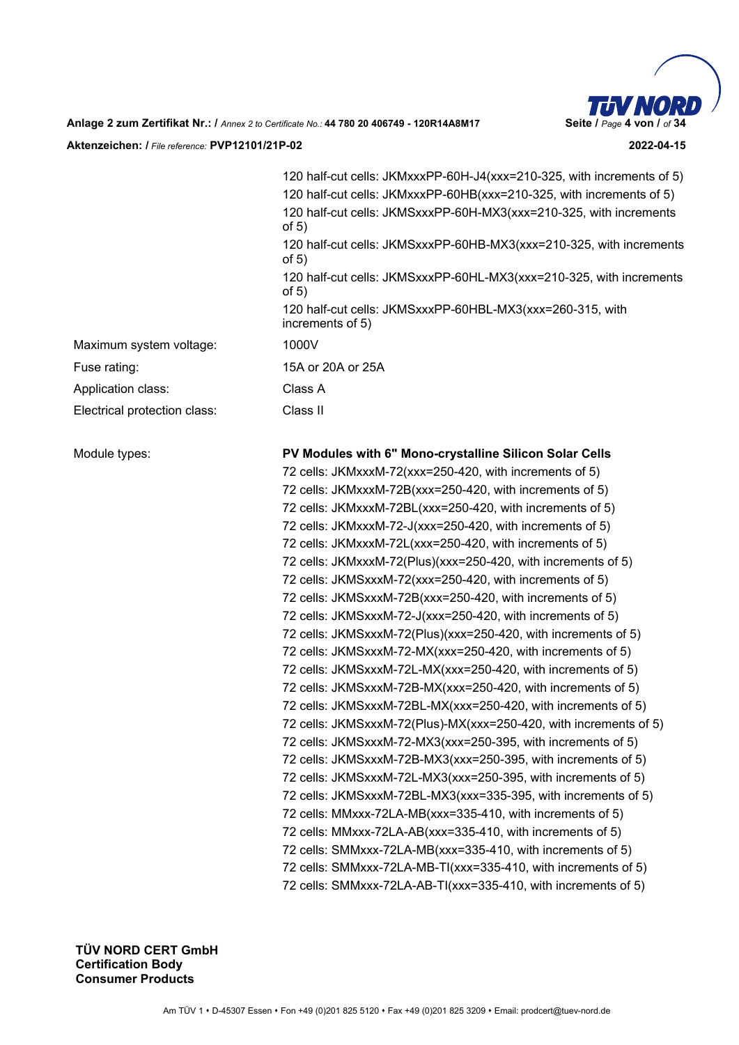120 half-cut cells: JKMxxxPP-60H-J4(xxx=210-325, with increments of 5)
120 half-cut cells: JKMxxxPP-60HB(xxx=210-325, with increments of 5)
120 half-cut cells: JKMSxxxPP-60H-MX3(xxx=210-325, with increments of 5)
120 half-cut cells: JKMSxxxPP-60HB-MX3(xxx=210-325, with increments of 5)
120 half-cut cells: JKMSxxxPP-60HL-MX3(xxx=210-325, with increments of 5)
120 half-cut cells: JKMSxxxPP-60HBL-MX3(xxx=260-315, with increments of 5)

| | |
|---|---|
| Maximum system voltage: | 1000V |
| Fuse rating: | 15A or 20A or 25A |
| Application class: | Class A |
| Electrical protection class: | Class II |

Module types: **PV Modules with 6" Mono-crystalline Silicon Solar Cells**

72 cells: JKMxxxM-72(xxx=250-420, with increments of 5)
72 cells: JKMxxxM-72B(xxx=250-420, with increments of 5)
72 cells: JKMxxxM-72BL(xxx=250-420, with increments of 5)
72 cells: JKMxxxM-72-J(xxx=250-420, with increments of 5)
72 cells: JKMxxxM-72L(xxx=250-420, with increments of 5)
72 cells: JKMxxxM-72(Plus)(xxx=250-420, with increments of 5)
72 cells: JKMSxxxM-72(xxx=250-420, with increments of 5)
72 cells: JKMSxxxM-72B(xxx=250-420, with increments of 5)
72 cells: JKMSxxxM-72-J(xxx=250-420, with increments of 5)
72 cells: JKMSxxxM-72(Plus)(xxx=250-420, with increments of 5)
72 cells: JKMSxxxM-72-MX(xxx=250-420, with increments of 5)
72 cells: JKMSxxxM-72L-MX(xxx=250-420, with increments of 5)
72 cells: JKMSxxxM-72B-MX(xxx=250-420, with increments of 5)
72 cells: JKMSxxxM-72BL-MX(xxx=250-420, with increments of 5)
72 cells: JKMSxxxM-72(Plus)-MX(xxx=250-420, with increments of 5)
72 cells: JKMSxxxM-72-MX3(xxx=250-395, with increments of 5)
72 cells: JKMSxxxM-72B-MX3(xxx=250-395, with increments of 5)
72 cells: JKMSxxxM-72L-MX3(xxx=250-395, with increments of 5)
72 cells: JKMSxxxM-72BL-MX3(xxx=335-395, with increments of 5)
72 cells: MMxxx-72LA-MB(xxx=335-410, with increments of 5)
72 cells: MMxxx-72LA-AB(xxx=335-410, with increments of 5)
72 cells: SMMxxx-72LA-MB(xxx=335-410, with increments of 5)
72 cells: SMMxxx-72LA-MB-TI(xxx=335-410, with increments of 5)
72 cells: SMMxxx-72LA-AB-TI(xxx=335-410, with increments of 5)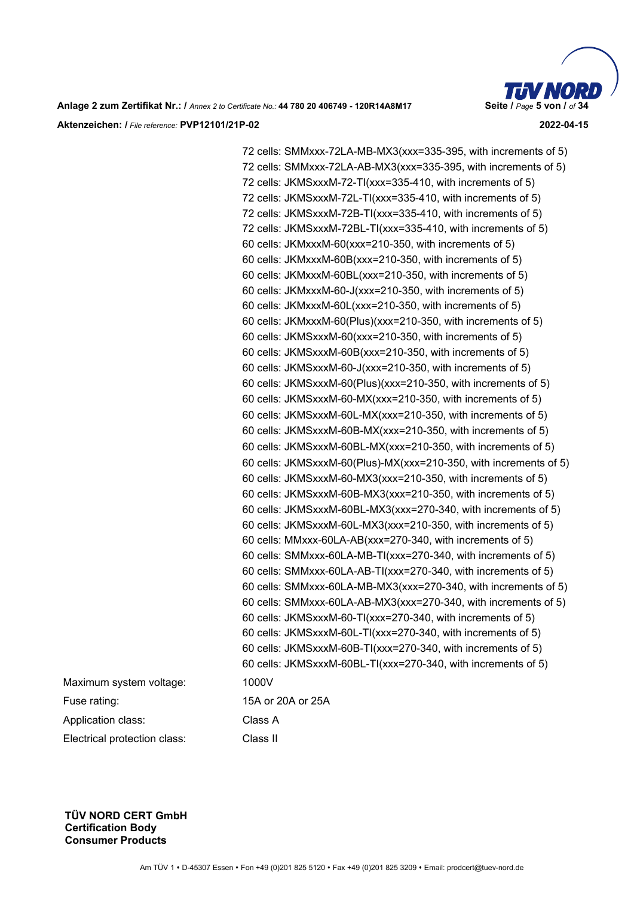72 cells: SMMxxx-72LA-MB-MX3(xxx=335-395, with increments of 5)
72 cells: SMMxxx-72LA-AB-MX3(xxx=335-395, with increments of 5)
72 cells: JKMSxxxM-72-TI(xxx=335-410, with increments of 5)
72 cells: JKMSxxxM-72L-TI(xxx=335-410, with increments of 5)
72 cells: JKMSxxxM-72B-TI(xxx=335-410, with increments of 5)
72 cells: JKMSxxxM-72BL-TI(xxx=335-410, with increments of 5)
60 cells: JKMxxxM-60(xxx=210-350, with increments of 5)
60 cells: JKMxxxM-60B(xxx=210-350, with increments of 5)
60 cells: JKMxxxM-60BL(xxx=210-350, with increments of 5)
60 cells: JKMxxxM-60-J(xxx=210-350, with increments of 5)
60 cells: JKMxxxM-60L(xxx=210-350, with increments of 5)
60 cells: JKMxxxM-60(Plus)(xxx=210-350, with increments of 5)
60 cells: JKMSxxxM-60(xxx=210-350, with increments of 5)
60 cells: JKMSxxxM-60B(xxx=210-350, with increments of 5)
60 cells: JKMSxxxM-60-J(xxx=210-350, with increments of 5)
60 cells: JKMSxxxM-60(Plus)(xxx=210-350, with increments of 5)
60 cells: JKMSxxxM-60-MX(xxx=210-350, with increments of 5)
60 cells: JKMSxxxM-60L-MX(xxx=210-350, with increments of 5)
60 cells: JKMSxxxM-60B-MX(xxx=210-350, with increments of 5)
60 cells: JKMSxxxM-60BL-MX(xxx=210-350, with increments of 5)
60 cells: JKMSxxxM-60(Plus)-MX(xxx=210-350, with increments of 5)
60 cells: JKMSxxxM-60-MX3(xxx=210-350, with increments of 5)
60 cells: JKMSxxxM-60B-MX3(xxx=210-350, with increments of 5)
60 cells: JKMSxxxM-60BL-MX3(xxx=270-340, with increments of 5)
60 cells: JKMSxxxM-60L-MX3(xxx=210-350, with increments of 5)
60 cells: MMxxx-60LA-AB(xxx=270-340, with increments of 5)
60 cells: SMMxxx-60LA-MB-TI(xxx=270-340, with increments of 5)
60 cells: SMMxxx-60LA-AB-TI(xxx=270-340, with increments of 5)
60 cells: SMMxxx-60LA-MB-MX3(xxx=270-340, with increments of 5)
60 cells: SMMxxx-60LA-AB-MX3(xxx=270-340, with increments of 5)
60 cells: JKMSxxxM-60-TI(xxx=270-340, with increments of 5)
60 cells: JKMSxxxM-60L-TI(xxx=270-340, with increments of 5)
60 cells: JKMSxxxM-60B-TI(xxx=270-340, with increments of 5)
60 cells: JKMSxxxM-60BL-TI(xxx=270-340, with increments of 5)

| | |
|---|---|
| Maximum system voltage: | 1000V |
| Fuse rating: | 15A or 20A or 25A |
| Application class: | Class A |
| Electrical protection class: | Class II |

**TÜV NORD CERT GmbH**
**Certification Body**
**Consumer Products**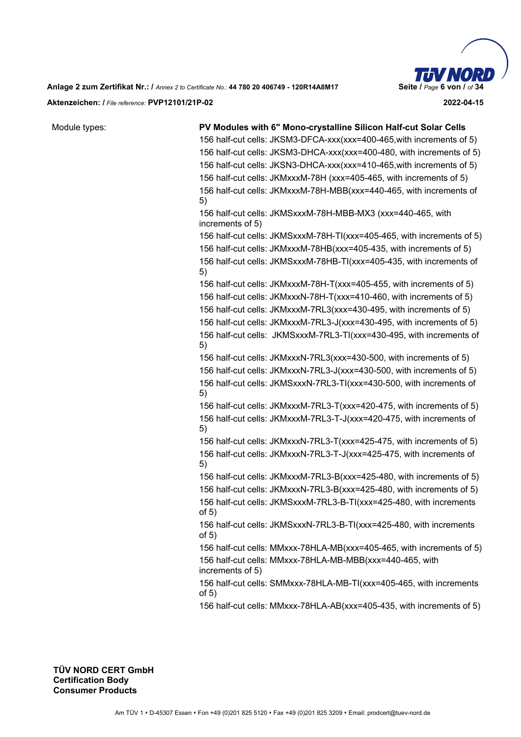Module types:

**PV Modules with 6" Mono-crystalline Silicon Half-cut Solar Cells**

156 half-cut cells: JKSM3-DFCA-xxx(xxx=400-465,with increments of 5)
156 half-cut cells: JKSM3-DHCA-xxx(xxx=400-480, with increments of 5)
156 half-cut cells: JKSN3-DHCA-xxx(xxx=410-465,with increments of 5)
156 half-cut cells: JKMxxxM-78H (xxx=405-465, with increments of 5)
156 half-cut cells: JKMxxxM-78H-MBB(xxx=440-465, with increments of 5)
156 half-cut cells: JKMSxxxM-78H-MBB-MX3 (xxx=440-465, with increments of 5)
156 half-cut cells: JKMSxxxM-78H-TI(xxx=405-465, with increments of 5)
156 half-cut cells: JKMxxxM-78HB(xxx=405-435, with increments of 5)
156 half-cut cells: JKMSxxxM-78HB-TI(xxx=405-435, with increments of 5)
156 half-cut cells: JKMxxxM-78H-T(xxx=405-455, with increments of 5)
156 half-cut cells: JKMxxxN-78H-T(xxx=410-460, with increments of 5)
156 half-cut cells: JKMxxxM-7RL3(xxx=430-495, with increments of 5)
156 half-cut cells: JKMxxxM-7RL3-J(xxx=430-495, with increments of 5)
156 half-cut cells: JKMSxxxM-7RL3-TI(xxx=430-495, with increments of 5)
156 half-cut cells: JKMxxxN-7RL3(xxx=430-500, with increments of 5)
156 half-cut cells: JKMxxxN-7RL3-J(xxx=430-500, with increments of 5)
156 half-cut cells: JKMSxxxN-7RL3-TI(xxx=430-500, with increments of 5)
156 half-cut cells: JKMxxxM-7RL3-T(xxx=420-475, with increments of 5)
156 half-cut cells: JKMxxxM-7RL3-T-J(xxx=420-475, with increments of 5)
156 half-cut cells: JKMxxxN-7RL3-T(xxx=425-475, with increments of 5)
156 half-cut cells: JKMxxxN-7RL3-T-J(xxx=425-475, with increments of 5)
156 half-cut cells: JKMxxxM-7RL3-B(xxx=425-480, with increments of 5)
156 half-cut cells: JKMxxxN-7RL3-B(xxx=425-480, with increments of 5)
156 half-cut cells: JKMSxxxM-7RL3-B-TI(xxx=425-480, with increments of 5)
156 half-cut cells: JKMSxxxN-7RL3-B-TI(xxx=425-480, with increments of 5)
156 half-cut cells: MMxxx-78HLA-MB(xxx=405-465, with increments of 5)
156 half-cut cells: MMxxx-78HLA-MB-MBB(xxx=440-465, with increments of 5)
156 half-cut cells: SMMxxx-78HLA-MB-TI(xxx=405-465, with increments of 5)
156 half-cut cells: MMxxx-78HLA-AB(xxx=405-435, with increments of 5)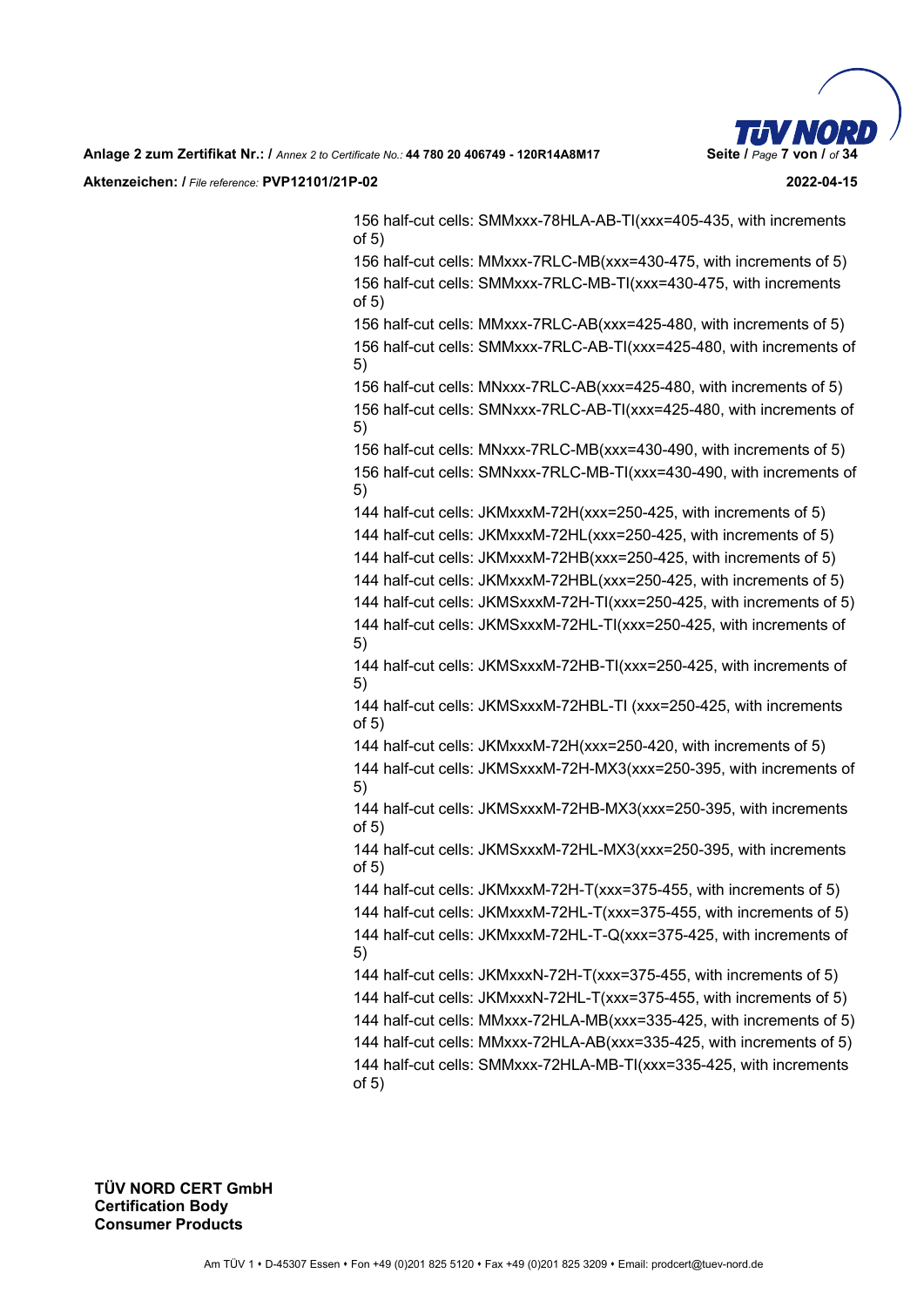156 half-cut cells: SMMxxx-78HLA-AB-TI(xxx=405-435, with increments of 5)

156 half-cut cells: MMxxx-7RLC-MB(xxx=430-475, with increments of 5)

156 half-cut cells: SMMxxx-7RLC-MB-TI(xxx=430-475, with increments of 5)

156 half-cut cells: MMxxx-7RLC-AB(xxx=425-480, with increments of 5)

156 half-cut cells: SMMxxx-7RLC-AB-TI(xxx=425-480, with increments of 5)

156 half-cut cells: MNxxx-7RLC-AB(xxx=425-480, with increments of 5)

156 half-cut cells: SMNxxx-7RLC-AB-TI(xxx=425-480, with increments of 5)

156 half-cut cells: MNxxx-7RLC-MB(xxx=430-490, with increments of 5)

156 half-cut cells: SMNxxx-7RLC-MB-TI(xxx=430-490, with increments of 5)

144 half-cut cells: JKMxxxM-72H(xxx=250-425, with increments of 5)

144 half-cut cells: JKMxxxM-72HL(xxx=250-425, with increments of 5)

144 half-cut cells: JKMxxxM-72HB(xxx=250-425, with increments of 5)

144 half-cut cells: JKMxxxM-72HBL(xxx=250-425, with increments of 5)

144 half-cut cells: JKMSxxxM-72H-TI(xxx=250-425, with increments of 5)

144 half-cut cells: JKMSxxxM-72HL-TI(xxx=250-425, with increments of 5)

144 half-cut cells: JKMSxxxM-72HB-TI(xxx=250-425, with increments of 5)

144 half-cut cells: JKMSxxxM-72HBL-TI (xxx=250-425, with increments of 5)

144 half-cut cells: JKMxxxM-72H(xxx=250-420, with increments of 5)

144 half-cut cells: JKMSxxxM-72H-MX3(xxx=250-395, with increments of 5)

144 half-cut cells: JKMSxxxM-72HB-MX3(xxx=250-395, with increments of 5)

144 half-cut cells: JKMSxxxM-72HL-MX3(xxx=250-395, with increments of 5)

144 half-cut cells: JKMxxxM-72H-T(xxx=375-455, with increments of 5)

144 half-cut cells: JKMxxxM-72HL-T(xxx=375-455, with increments of 5)

144 half-cut cells: JKMxxxM-72HL-T-Q(xxx=375-425, with increments of 5)

144 half-cut cells: JKMxxxN-72H-T(xxx=375-455, with increments of 5)

144 half-cut cells: JKMxxxN-72HL-T(xxx=375-455, with increments of 5)

144 half-cut cells: MMxxx-72HLA-MB(xxx=335-425, with increments of 5)

144 half-cut cells: MMxxx-72HLA-AB(xxx=335-425, with increments of 5)

144 half-cut cells: SMMxxx-72HLA-MB-TI(xxx=335-425, with increments of 5)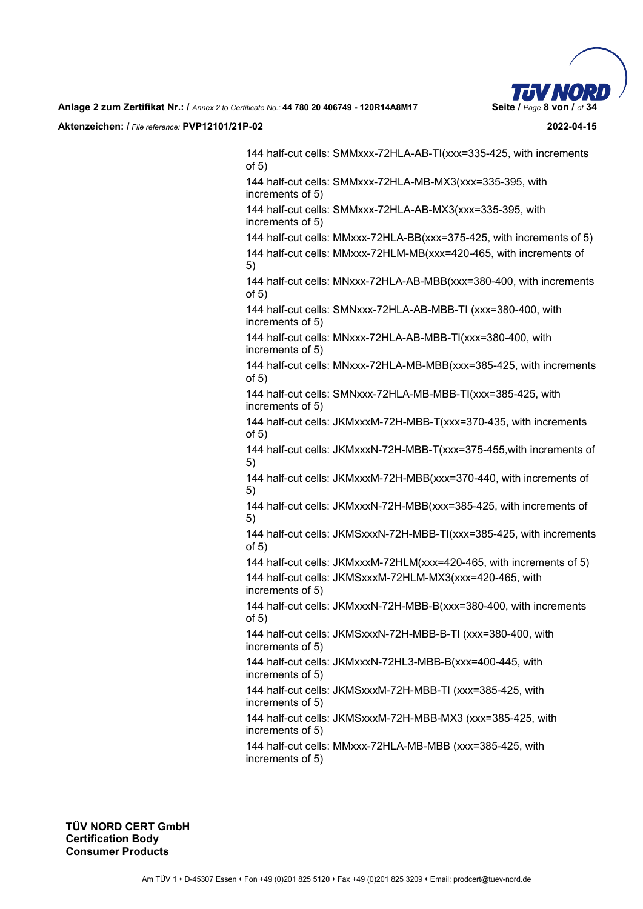144 half-cut cells: SMMxxx-72HLA-AB-TI(xxx=335-425, with increments of 5)

144 half-cut cells: SMMxxx-72HLA-MB-MX3(xxx=335-395, with increments of 5)

144 half-cut cells: SMMxxx-72HLA-AB-MX3(xxx=335-395, with increments of 5)

144 half-cut cells: MMxxx-72HLA-BB(xxx=375-425, with increments of 5)

144 half-cut cells: MMxxx-72HLM-MB(xxx=420-465, with increments of 5)

144 half-cut cells: MNxxx-72HLA-AB-MBB(xxx=380-400, with increments of 5)

144 half-cut cells: SMNxxx-72HLA-AB-MBB-TI (xxx=380-400, with increments of 5)

144 half-cut cells: MNxxx-72HLA-AB-MBB-TI(xxx=380-400, with increments of 5)

144 half-cut cells: MNxxx-72HLA-MB-MBB(xxx=385-425, with increments of 5)

144 half-cut cells: SMNxxx-72HLA-MB-MBB-TI(xxx=385-425, with increments of 5)

144 half-cut cells: JKMxxxM-72H-MBB-T(xxx=370-435, with increments of 5)

144 half-cut cells: JKMxxxN-72H-MBB-T(xxx=375-455,with increments of 5)

144 half-cut cells: JKMxxxM-72H-MBB(xxx=370-440, with increments of 5)

144 half-cut cells: JKMxxxN-72H-MBB(xxx=385-425, with increments of 5)

144 half-cut cells: JKMSxxxN-72H-MBB-TI(xxx=385-425, with increments of 5)

144 half-cut cells: JKMxxxM-72HLM(xxx=420-465, with increments of 5)

144 half-cut cells: JKMSxxxM-72HLM-MX3(xxx=420-465, with increments of 5)

144 half-cut cells: JKMxxxN-72H-MBB-B(xxx=380-400, with increments of 5)

144 half-cut cells: JKMSxxxN-72H-MBB-B-TI (xxx=380-400, with increments of 5)

144 half-cut cells: JKMxxxN-72HL3-MBB-B(xxx=400-445, with increments of 5)

144 half-cut cells: JKMSxxxM-72H-MBB-TI (xxx=385-425, with increments of 5)

144 half-cut cells: JKMSxxxM-72H-MBB-MX3 (xxx=385-425, with increments of 5)

144 half-cut cells: MMxxx-72HLA-MB-MBB (xxx=385-425, with increments of 5)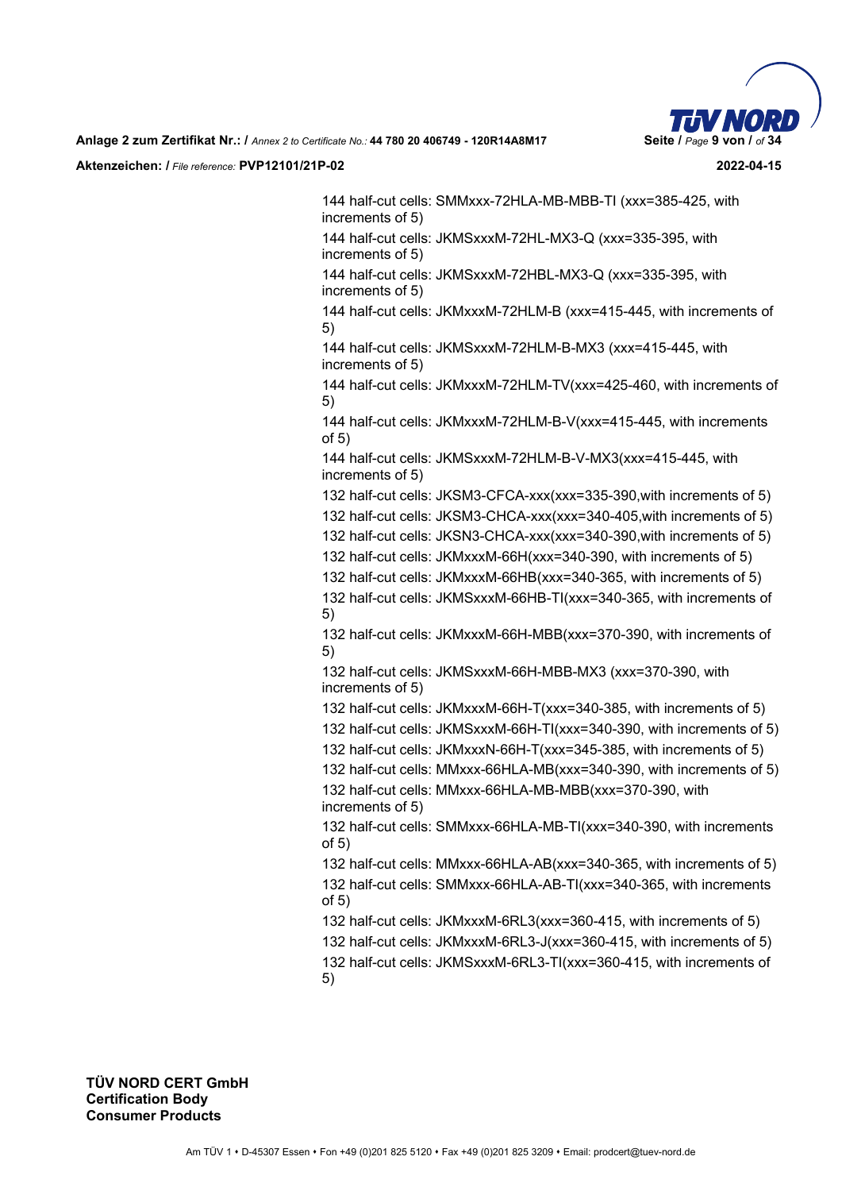144 half-cut cells: SMMxxx-72HLA-MB-MBB-TI (xxx=385-425, with increments of 5)

144 half-cut cells: JKMSxxxM-72HL-MX3-Q (xxx=335-395, with increments of 5)

144 half-cut cells: JKMSxxxM-72HBL-MX3-Q (xxx=335-395, with increments of 5)

144 half-cut cells: JKMxxxM-72HLM-B (xxx=415-445, with increments of 5)

144 half-cut cells: JKMSxxxM-72HLM-B-MX3 (xxx=415-445, with increments of 5)

144 half-cut cells: JKMxxxM-72HLM-TV(xxx=425-460, with increments of 5)

144 half-cut cells: JKMxxxM-72HLM-B-V(xxx=415-445, with increments of 5)

144 half-cut cells: JKMSxxxM-72HLM-B-V-MX3(xxx=415-445, with increments of 5)

132 half-cut cells: JKSM3-CFCA-xxx(xxx=335-390,with increments of 5)

132 half-cut cells: JKSM3-CHCA-xxx(xxx=340-405,with increments of 5)

132 half-cut cells: JKSN3-CHCA-xxx(xxx=340-390,with increments of 5)

132 half-cut cells: JKMxxxM-66H(xxx=340-390, with increments of 5)

132 half-cut cells: JKMxxxM-66HB(xxx=340-365, with increments of 5)

132 half-cut cells: JKMSxxxM-66HB-TI(xxx=340-365, with increments of 5)

132 half-cut cells: JKMxxxM-66H-MBB(xxx=370-390, with increments of 5)

132 half-cut cells: JKMSxxxM-66H-MBB-MX3 (xxx=370-390, with increments of 5)

132 half-cut cells: JKMxxxM-66H-T(xxx=340-385, with increments of 5)

132 half-cut cells: JKMSxxxM-66H-TI(xxx=340-390, with increments of 5)

132 half-cut cells: JKMxxxN-66H-T(xxx=345-385, with increments of 5)

132 half-cut cells: MMxxx-66HLA-MB(xxx=340-390, with increments of 5)

132 half-cut cells: MMxxx-66HLA-MB-MBB(xxx=370-390, with increments of 5)

132 half-cut cells: SMMxxx-66HLA-MB-TI(xxx=340-390, with increments of 5)

132 half-cut cells: MMxxx-66HLA-AB(xxx=340-365, with increments of 5)

132 half-cut cells: SMMxxx-66HLA-AB-TI(xxx=340-365, with increments of 5)

132 half-cut cells: JKMxxxM-6RL3(xxx=360-415, with increments of 5)

132 half-cut cells: JKMxxxM-6RL3-J(xxx=360-415, with increments of 5)

132 half-cut cells: JKMSxxxM-6RL3-TI(xxx=360-415, with increments of 5)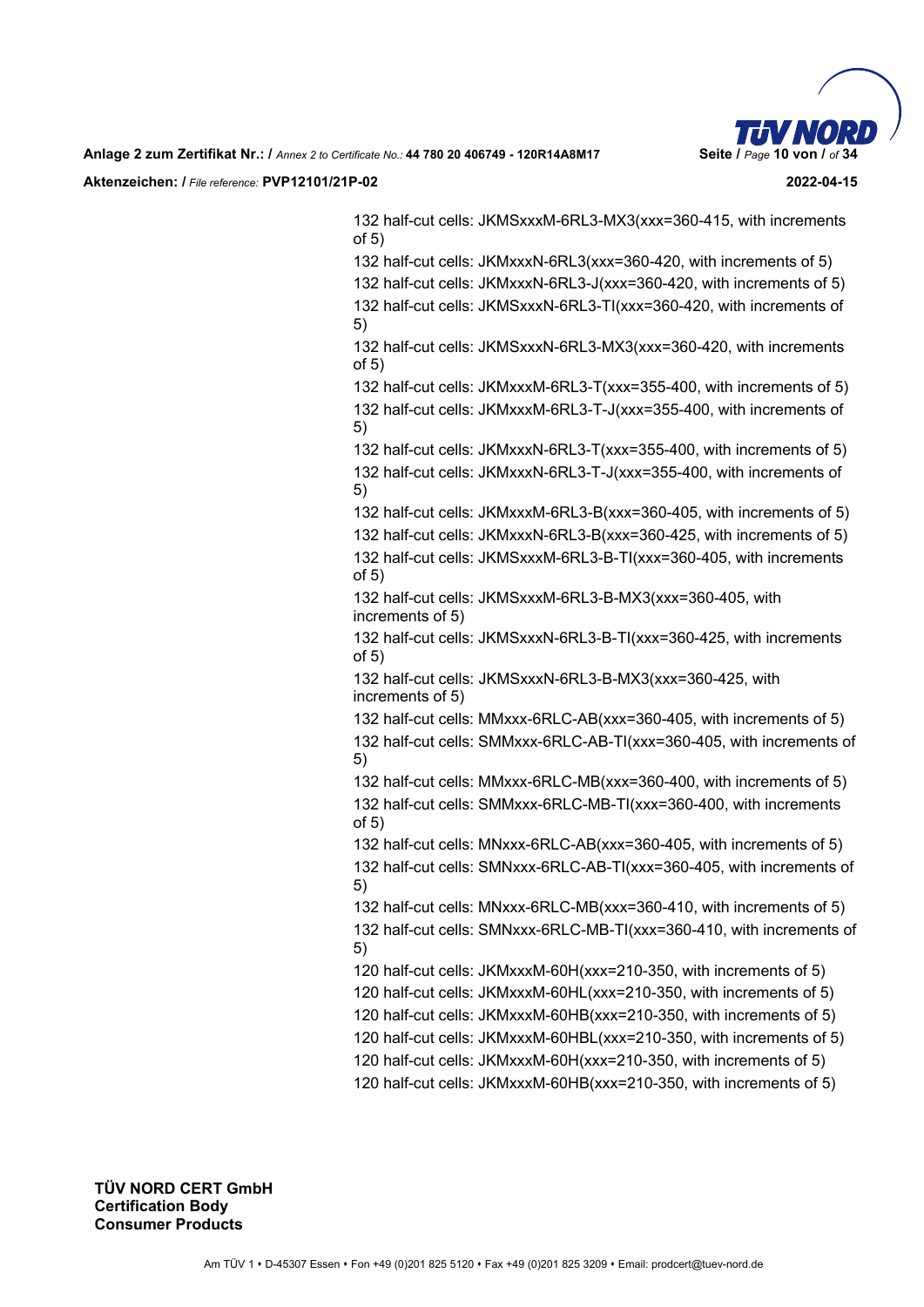132 half-cut cells: JKMSxxxM-6RL3-MX3(xxx=360-415, with increments of 5)

132 half-cut cells: JKMxxxN-6RL3(xxx=360-420, with increments of 5)

132 half-cut cells: JKMxxxN-6RL3-J(xxx=360-420, with increments of 5)

132 half-cut cells: JKMSxxxN-6RL3-TI(xxx=360-420, with increments of 5)

132 half-cut cells: JKMSxxxN-6RL3-MX3(xxx=360-420, with increments of 5)

132 half-cut cells: JKMxxxM-6RL3-T(xxx=355-400, with increments of 5)

132 half-cut cells: JKMxxxM-6RL3-T-J(xxx=355-400, with increments of 5)

132 half-cut cells: JKMxxxN-6RL3-T(xxx=355-400, with increments of 5)

132 half-cut cells: JKMxxxN-6RL3-T-J(xxx=355-400, with increments of 5)

132 half-cut cells: JKMxxxM-6RL3-B(xxx=360-405, with increments of 5)

132 half-cut cells: JKMxxxN-6RL3-B(xxx=360-425, with increments of 5)

132 half-cut cells: JKMSxxxM-6RL3-B-TI(xxx=360-405, with increments of 5)

132 half-cut cells: JKMSxxxM-6RL3-B-MX3(xxx=360-405, with increments of 5)

132 half-cut cells: JKMSxxxN-6RL3-B-TI(xxx=360-425, with increments of 5)

132 half-cut cells: JKMSxxxN-6RL3-B-MX3(xxx=360-425, with increments of 5)

132 half-cut cells: MMxxx-6RLC-AB(xxx=360-405, with increments of 5)

132 half-cut cells: SMMxxx-6RLC-AB-TI(xxx=360-405, with increments of 5)

132 half-cut cells: MMxxx-6RLC-MB(xxx=360-400, with increments of 5)

132 half-cut cells: SMMxxx-6RLC-MB-TI(xxx=360-400, with increments of 5)

132 half-cut cells: MNxxx-6RLC-AB(xxx=360-405, with increments of 5)

132 half-cut cells: SMNxxx-6RLC-AB-TI(xxx=360-405, with increments of 5)

132 half-cut cells: MNxxx-6RLC-MB(xxx=360-410, with increments of 5)

132 half-cut cells: SMNxxx-6RLC-MB-TI(xxx=360-410, with increments of 5)

120 half-cut cells: JKMxxxM-60H(xxx=210-350, with increments of 5)

120 half-cut cells: JKMxxxM-60HL(xxx=210-350, with increments of 5)

120 half-cut cells: JKMxxxM-60HB(xxx=210-350, with increments of 5)

120 half-cut cells: JKMxxxM-60HBL(xxx=210-350, with increments of 5)

120 half-cut cells: JKMxxxM-60H(xxx=210-350, with increments of 5)

120 half-cut cells: JKMxxxM-60HB(xxx=210-350, with increments of 5)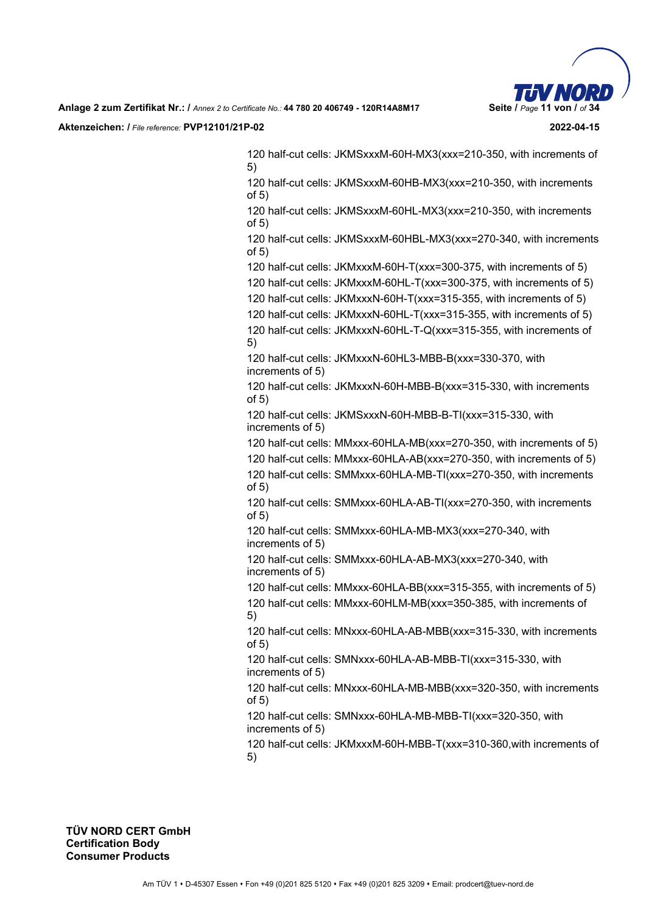120 half-cut cells: JKMSxxxM-60H-MX3(xxx=210-350, with increments of 5)

120 half-cut cells: JKMSxxxM-60HB-MX3(xxx=210-350, with increments of 5)

120 half-cut cells: JKMSxxxM-60HL-MX3(xxx=210-350, with increments of 5)

120 half-cut cells: JKMSxxxM-60HBL-MX3(xxx=270-340, with increments of 5)

120 half-cut cells: JKMxxxM-60H-T(xxx=300-375, with increments of 5)

120 half-cut cells: JKMxxxM-60HL-T(xxx=300-375, with increments of 5)

120 half-cut cells: JKMxxxN-60H-T(xxx=315-355, with increments of 5)

120 half-cut cells: JKMxxxN-60HL-T(xxx=315-355, with increments of 5)

120 half-cut cells: JKMxxxN-60HL-T-Q(xxx=315-355, with increments of 5)

120 half-cut cells: JKMxxxN-60HL3-MBB-B(xxx=330-370, with increments of 5)

120 half-cut cells: JKMxxxN-60H-MBB-B(xxx=315-330, with increments of 5)

120 half-cut cells: JKMSxxxN-60H-MBB-B-TI(xxx=315-330, with increments of 5)

120 half-cut cells: MMxxx-60HLA-MB(xxx=270-350, with increments of 5)

120 half-cut cells: MMxxx-60HLA-AB(xxx=270-350, with increments of 5)

120 half-cut cells: SMMxxx-60HLA-MB-TI(xxx=270-350, with increments of 5)

120 half-cut cells: SMMxxx-60HLA-AB-TI(xxx=270-350, with increments of 5)

120 half-cut cells: SMMxxx-60HLA-MB-MX3(xxx=270-340, with increments of 5)

120 half-cut cells: SMMxxx-60HLA-AB-MX3(xxx=270-340, with increments of 5)

120 half-cut cells: MMxxx-60HLA-BB(xxx=315-355, with increments of 5)

120 half-cut cells: MMxxx-60HLM-MB(xxx=350-385, with increments of 5)

120 half-cut cells: MNxxx-60HLA-AB-MBB(xxx=315-330, with increments of 5)

120 half-cut cells: SMNxxx-60HLA-AB-MBB-TI(xxx=315-330, with increments of 5)

120 half-cut cells: MNxxx-60HLA-MB-MBB(xxx=320-350, with increments of 5)

120 half-cut cells: SMNxxx-60HLA-MB-MBB-TI(xxx=320-350, with increments of 5)

120 half-cut cells: JKMxxxM-60H-MBB-T(xxx=310-360,with increments of 5)

**TÜV NORD CERT GmbH**
**Certification Body**
**Consumer Products**

Am TÜV 1 • D-45307 Essen • Fon +49 (0)201 825 5120 • Fax +49 (0)201 825 3209 • Email: prodcert@tuev-nord.de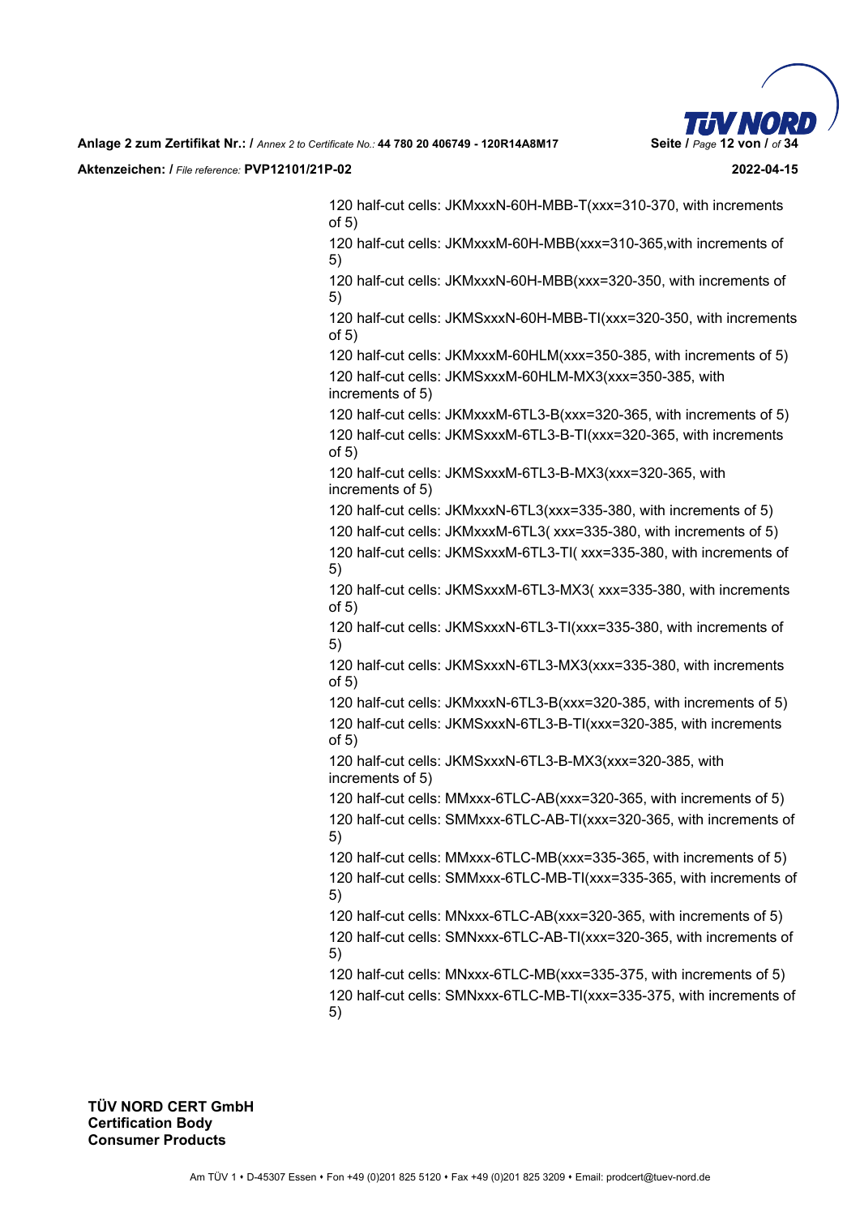120 half-cut cells: JKMxxxN-60H-MBB-T(xxx=310-370, with increments of 5)

120 half-cut cells: JKMxxxM-60H-MBB(xxx=310-365,with increments of 5)

120 half-cut cells: JKMxxxN-60H-MBB(xxx=320-350, with increments of 5)

120 half-cut cells: JKMSxxxN-60H-MBB-TI(xxx=320-350, with increments of 5)

120 half-cut cells: JKMxxxM-60HLM(xxx=350-385, with increments of 5)

120 half-cut cells: JKMSxxxM-60HLM-MX3(xxx=350-385, with increments of 5)

120 half-cut cells: JKMxxxM-6TL3-B(xxx=320-365, with increments of 5)

120 half-cut cells: JKMSxxxM-6TL3-B-TI(xxx=320-365, with increments of 5)

120 half-cut cells: JKMSxxxM-6TL3-B-MX3(xxx=320-365, with increments of 5)

120 half-cut cells: JKMxxxN-6TL3(xxx=335-380, with increments of 5)

120 half-cut cells: JKMxxxM-6TL3( xxx=335-380, with increments of 5)

120 half-cut cells: JKMSxxxM-6TL3-TI( xxx=335-380, with increments of 5)

120 half-cut cells: JKMSxxxM-6TL3-MX3( xxx=335-380, with increments of 5)

120 half-cut cells: JKMSxxxN-6TL3-TI(xxx=335-380, with increments of 5)

120 half-cut cells: JKMSxxxN-6TL3-MX3(xxx=335-380, with increments of 5)

120 half-cut cells: JKMxxxN-6TL3-B(xxx=320-385, with increments of 5)

120 half-cut cells: JKMSxxxN-6TL3-B-TI(xxx=320-385, with increments of 5)

120 half-cut cells: JKMSxxxN-6TL3-B-MX3(xxx=320-385, with increments of 5)

120 half-cut cells: MMxxx-6TLC-AB(xxx=320-365, with increments of 5)

120 half-cut cells: SMMxxx-6TLC-AB-TI(xxx=320-365, with increments of 5)

120 half-cut cells: MMxxx-6TLC-MB(xxx=335-365, with increments of 5)

120 half-cut cells: SMMxxx-6TLC-MB-TI(xxx=335-365, with increments of 5)

120 half-cut cells: MNxxx-6TLC-AB(xxx=320-365, with increments of 5)

120 half-cut cells: SMNxxx-6TLC-AB-TI(xxx=320-365, with increments of 5)

120 half-cut cells: MNxxx-6TLC-MB(xxx=335-375, with increments of 5)

120 half-cut cells: SMNxxx-6TLC-MB-TI(xxx=335-375, with increments of 5)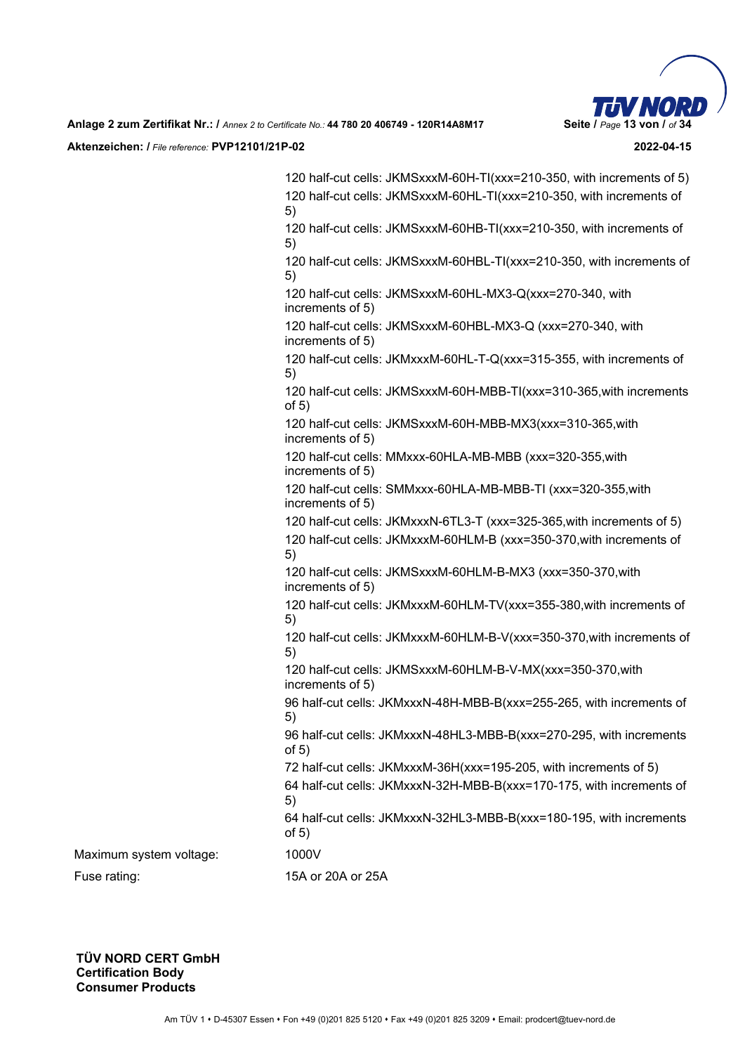| | |
|---|---|
| | 120 half-cut cells: JKMSxxxM-60H-TI(xxx=210-350, with increments of 5) |
| | 120 half-cut cells: JKMSxxxM-60HL-TI(xxx=210-350, with increments of 5) |
| | 120 half-cut cells: JKMSxxxM-60HB-TI(xxx=210-350, with increments of 5) |
| | 120 half-cut cells: JKMSxxxM-60HBL-TI(xxx=210-350, with increments of 5) |
| | 120 half-cut cells: JKMSxxxM-60HL-MX3-Q(xxx=270-340, with increments of 5) |
| | 120 half-cut cells: JKMSxxxM-60HBL-MX3-Q (xxx=270-340, with increments of 5) |
| | 120 half-cut cells: JKMxxxM-60HL-T-Q(xxx=315-355, with increments of 5) |
| | 120 half-cut cells: JKMSxxxM-60H-MBB-TI(xxx=310-365,with increments of 5) |
| | 120 half-cut cells: JKMSxxxM-60H-MBB-MX3(xxx=310-365,with increments of 5) |
| | 120 half-cut cells: MMxxx-60HLA-MB-MBB (xxx=320-355,with increments of 5) |
| | 120 half-cut cells: SMMxxx-60HLA-MB-MBB-TI (xxx=320-355,with increments of 5) |
| | 120 half-cut cells: JKMxxxN-6TL3-T (xxx=325-365,with increments of 5) |
| | 120 half-cut cells: JKMxxxM-60HLM-B (xxx=350-370,with increments of 5) |
| | 120 half-cut cells: JKMSxxxM-60HLM-B-MX3 (xxx=350-370,with increments of 5) |
| | 120 half-cut cells: JKMxxxM-60HLM-TV(xxx=355-380,with increments of 5) |
| | 120 half-cut cells: JKMxxxM-60HLM-B-V(xxx=350-370,with increments of 5) |
| | 120 half-cut cells: JKMSxxxM-60HLM-B-V-MX(xxx=350-370,with increments of 5) |
| | 96 half-cut cells: JKMxxxN-48H-MBB-B(xxx=255-265, with increments of 5) |
| | 96 half-cut cells: JKMxxxN-48HL3-MBB-B(xxx=270-295, with increments of 5) |
| | 72 half-cut cells: JKMxxxM-36H(xxx=195-205, with increments of 5) |
| | 64 half-cut cells: JKMxxxN-32H-MBB-B(xxx=170-175, with increments of 5) |
| | 64 half-cut cells: JKMxxxN-32HL3-MBB-B(xxx=180-195, with increments of 5) |
| Maximum system voltage: | 1000V |
| Fuse rating: | 15A or 20A or 25A |

**TÜV NORD CERT GmbH**
**Certification Body**
**Consumer Products**

Am TÜV 1 • D-45307 Essen • Fon +49 (0)201 825 5120 • Fax +49 (0)201 825 3209 • Email: prodcert@tuev-nord.de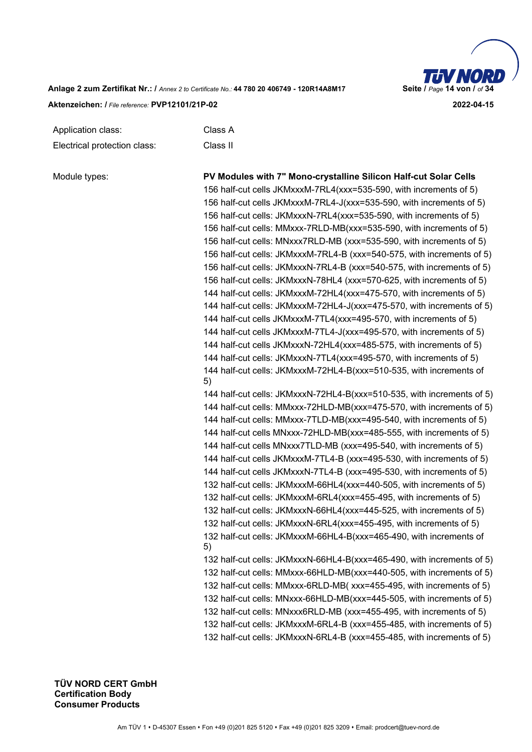| | |
|---|---|
| Application class: | Class A |
| Electrical protection class: | Class II |

Module types: **PV Modules with 7" Mono-crystalline Silicon Half-cut Solar Cells**

156 half-cut cells JKMxxxM-7RL4(xxx=535-590, with increments of 5)
156 half-cut cells JKMxxxM-7RL4-J(xxx=535-590, with increments of 5)
156 half-cut cells: JKMxxxN-7RL4(xxx=535-590, with increments of 5)
156 half-cut cells: MMxxx-7RLD-MB(xxx=535-590, with increments of 5)
156 half-cut cells: MNxxx7RLD-MB (xxx=535-590, with increments of 5)
156 half-cut cells: JKMxxxM-7RL4-B (xxx=540-575, with increments of 5)
156 half-cut cells: JKMxxxN-7RL4-B (xxx=540-575, with increments of 5)
156 half-cut cells: JKMxxxN-78HL4 (xxx=570-625, with increments of 5)
144 half-cut cells: JKMxxxM-72HL4(xxx=475-570, with increments of 5)
144 half-cut cells: JKMxxxM-72HL4-J(xxx=475-570, with increments of 5)
144 half-cut cells JKMxxxM-7TL4(xxx=495-570, with increments of 5)
144 half-cut cells JKMxxxM-7TL4-J(xxx=495-570, with increments of 5)
144 half-cut cells JKMxxxN-72HL4(xxx=485-575, with increments of 5)
144 half-cut cells: JKMxxxN-7TL4(xxx=495-570, with increments of 5)
144 half-cut cells: JKMxxxM-72HL4-B(xxx=510-535, with increments of 5)
144 half-cut cells: JKMxxxN-72HL4-B(xxx=510-535, with increments of 5)
144 half-cut cells: MMxxx-72HLD-MB(xxx=475-570, with increments of 5)
144 half-cut cells: MMxxx-7TLD-MB(xxx=495-540, with increments of 5)
144 half-cut cells MNxxx-72HLD-MB(xxx=485-555, with increments of 5)
144 half-cut cells MNxxx7TLD-MB (xxx=495-540, with increments of 5)
144 half-cut cells JKMxxxM-7TL4-B (xxx=495-530, with increments of 5)
144 half-cut cells JKMxxxN-7TL4-B (xxx=495-530, with increments of 5)
132 half-cut cells: JKMxxxM-66HL4(xxx=440-505, with increments of 5)
132 half-cut cells: JKMxxxM-6RL4(xxx=455-495, with increments of 5)
132 half-cut cells: JKMxxxN-66HL4(xxx=445-525, with increments of 5)
132 half-cut cells: JKMxxxN-6RL4(xxx=455-495, with increments of 5)
132 half-cut cells: JKMxxxM-66HL4-B(xxx=465-490, with increments of 5)
132 half-cut cells: JKMxxxN-66HL4-B(xxx=465-490, with increments of 5)
132 half-cut cells: MMxxx-66HLD-MB(xxx=440-505, with increments of 5)
132 half-cut cells: MMxxx-6RLD-MB( xxx=455-495, with increments of 5)
132 half-cut cells: MNxxx-66HLD-MB(xxx=445-505, with increments of 5)
132 half-cut cells: MNxxx6RLD-MB (xxx=455-495, with increments of 5)
132 half-cut cells: JKMxxxM-6RL4-B (xxx=455-485, with increments of 5)
132 half-cut cells: JKMxxxN-6RL4-B (xxx=455-485, with increments of 5)

**TÜV NORD CERT GmbH**
**Certification Body**
**Consumer Products**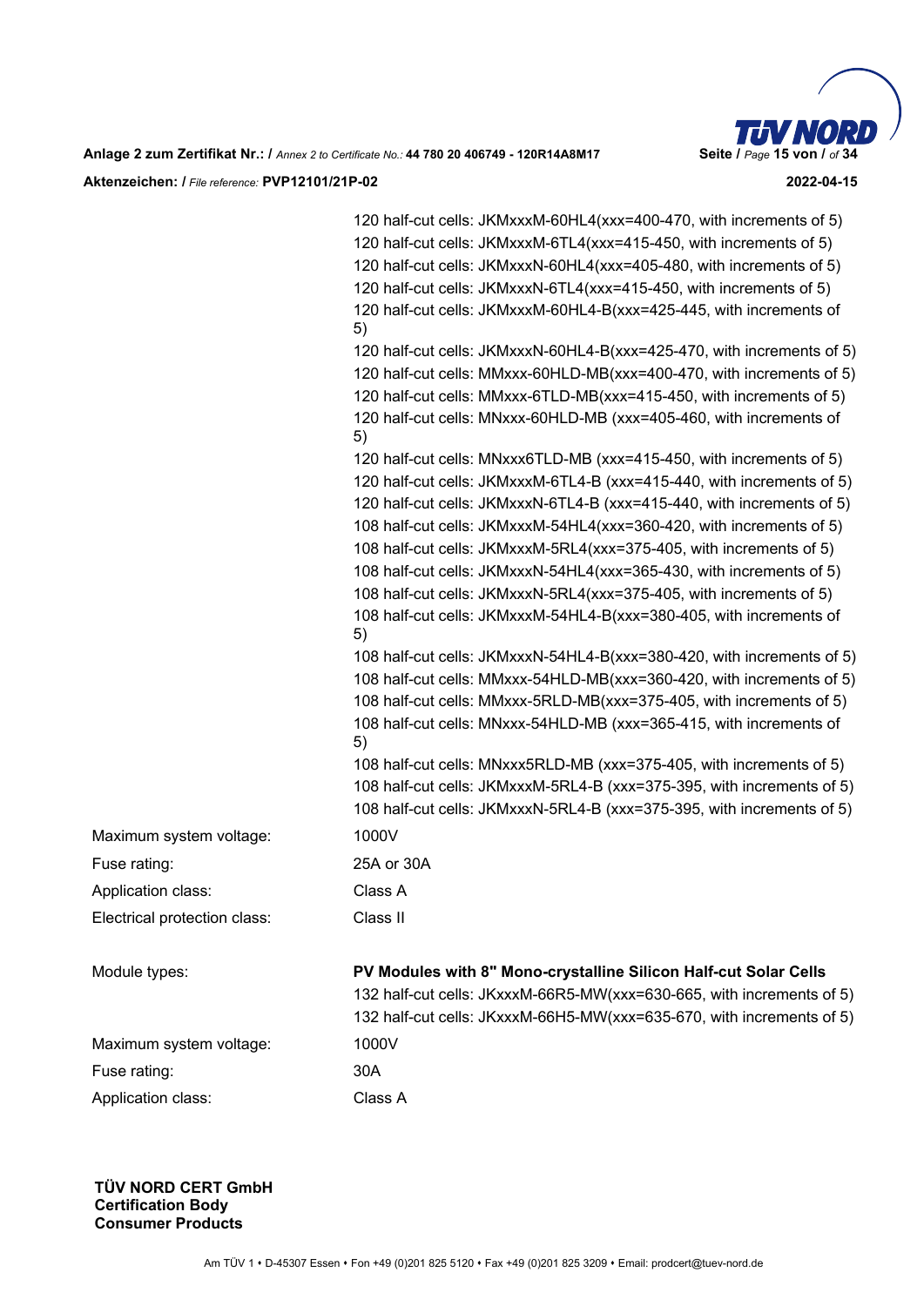120 half-cut cells: JKMxxxM-60HL4(xxx=400-470, with increments of 5)
120 half-cut cells: JKMxxxM-6TL4(xxx=415-450, with increments of 5)
120 half-cut cells: JKMxxxN-60HL4(xxx=405-480, with increments of 5)
120 half-cut cells: JKMxxxN-6TL4(xxx=415-450, with increments of 5)
120 half-cut cells: JKMxxxM-60HL4-B(xxx=425-445, with increments of 5)
120 half-cut cells: JKMxxxN-60HL4-B(xxx=425-470, with increments of 5)
120 half-cut cells: MMxxx-60HLD-MB(xxx=400-470, with increments of 5)
120 half-cut cells: MMxxx-6TLD-MB(xxx=415-450, with increments of 5)
120 half-cut cells: MNxxx-60HLD-MB (xxx=405-460, with increments of 5)
120 half-cut cells: MNxxx6TLD-MB (xxx=415-450, with increments of 5)
120 half-cut cells: JKMxxxM-6TL4-B (xxx=415-440, with increments of 5)
120 half-cut cells: JKMxxxN-6TL4-B (xxx=415-440, with increments of 5)
108 half-cut cells: JKMxxxM-54HL4(xxx=360-420, with increments of 5)
108 half-cut cells: JKMxxxM-5RL4(xxx=375-405, with increments of 5)
108 half-cut cells: JKMxxxN-54HL4(xxx=365-430, with increments of 5)
108 half-cut cells: JKMxxxN-5RL4(xxx=375-405, with increments of 5)
108 half-cut cells: JKMxxxM-54HL4-B(xxx=380-405, with increments of 5)
108 half-cut cells: JKMxxxN-54HL4-B(xxx=380-420, with increments of 5)
108 half-cut cells: MMxxx-54HLD-MB(xxx=360-420, with increments of 5)
108 half-cut cells: MMxxx-5RLD-MB(xxx=375-405, with increments of 5)
108 half-cut cells: MNxxx-54HLD-MB (xxx=365-415, with increments of 5)
108 half-cut cells: MNxxx5RLD-MB (xxx=375-405, with increments of 5)
108 half-cut cells: JKMxxxM-5RL4-B (xxx=375-395, with increments of 5)
108 half-cut cells: JKMxxxN-5RL4-B (xxx=375-395, with increments of 5)

| | |
|---|---|
| Maximum system voltage: | 1000V |
| Fuse rating: | 25A or 30A |
| Application class: | Class A |
| Electrical protection class: | Class II |

| | |
|---|---|
| Module types: | **PV Modules with 8" Mono-crystalline Silicon Half-cut Solar Cells**<br>132 half-cut cells: JKxxxM-66R5-MW(xxx=630-665, with increments of 5)<br>132 half-cut cells: JKxxxM-66H5-MW(xxx=635-670, with increments of 5) |
| Maximum system voltage: | 1000V |
| Fuse rating: | 30A |
| Application class: | Class A |

**TÜV NORD CERT GmbH**
**Certification Body**
**Consumer Products**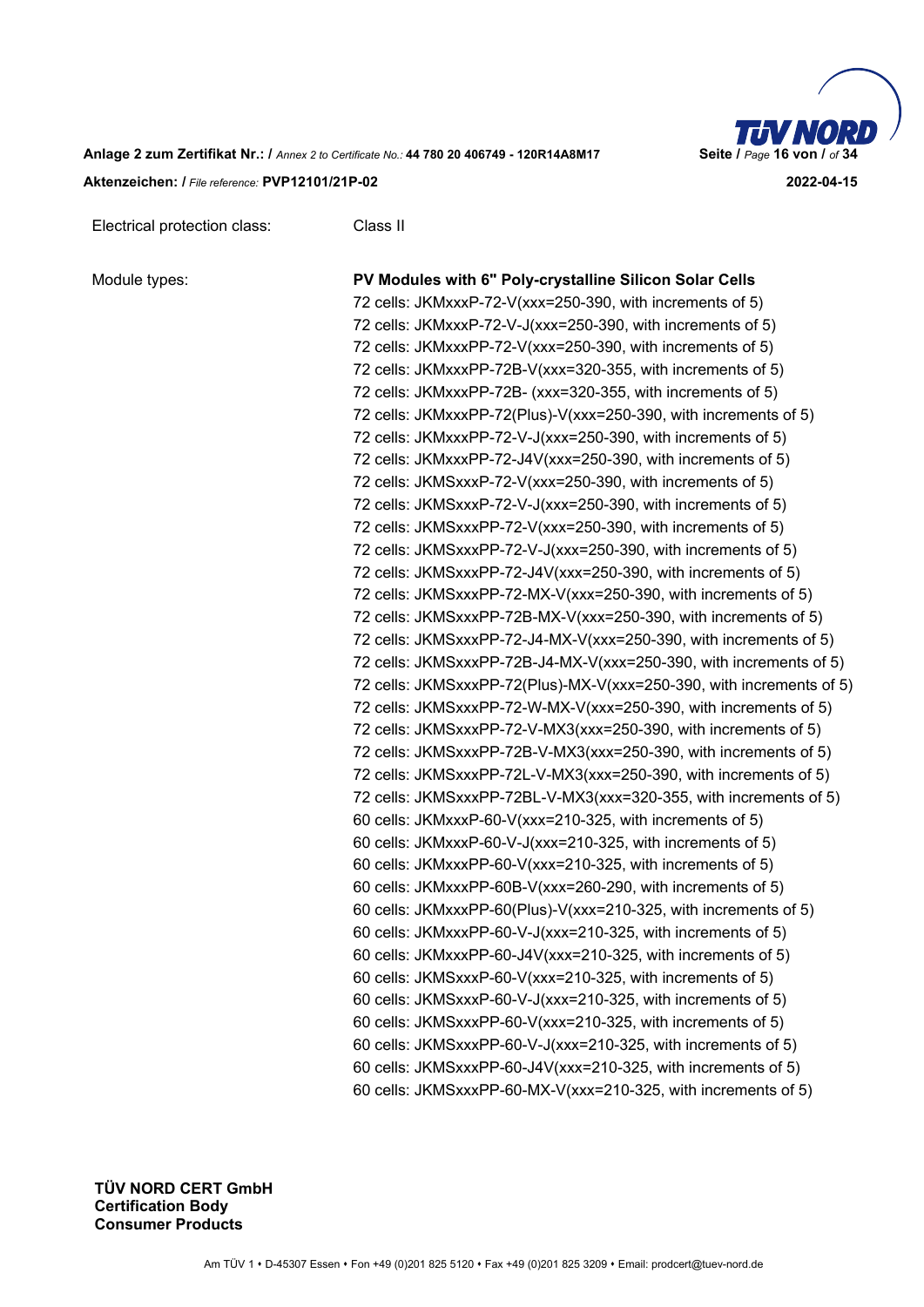Electrical protection class: Class II

Module types:

**PV Modules with 6" Poly-crystalline Silicon Solar Cells**

72 cells: JKMxxxP-72-V(xxx=250-390, with increments of 5)
72 cells: JKMxxxP-72-V-J(xxx=250-390, with increments of 5)
72 cells: JKMxxxPP-72-V(xxx=250-390, with increments of 5)
72 cells: JKMxxxPP-72B-V(xxx=320-355, with increments of 5)
72 cells: JKMxxxPP-72B- (xxx=320-355, with increments of 5)
72 cells: JKMxxxPP-72(Plus)-V(xxx=250-390, with increments of 5)
72 cells: JKMxxxPP-72-V-J(xxx=250-390, with increments of 5)
72 cells: JKMxxxPP-72-J4V(xxx=250-390, with increments of 5)
72 cells: JKMSxxxP-72-V(xxx=250-390, with increments of 5)
72 cells: JKMSxxxP-72-V-J(xxx=250-390, with increments of 5)
72 cells: JKMSxxxPP-72-V(xxx=250-390, with increments of 5)
72 cells: JKMSxxxPP-72-V-J(xxx=250-390, with increments of 5)
72 cells: JKMSxxxPP-72-J4V(xxx=250-390, with increments of 5)
72 cells: JKMSxxxPP-72-MX-V(xxx=250-390, with increments of 5)
72 cells: JKMSxxxPP-72B-MX-V(xxx=250-390, with increments of 5)
72 cells: JKMSxxxPP-72-J4-MX-V(xxx=250-390, with increments of 5)
72 cells: JKMSxxxPP-72B-J4-MX-V(xxx=250-390, with increments of 5)
72 cells: JKMSxxxPP-72(Plus)-MX-V(xxx=250-390, with increments of 5)
72 cells: JKMSxxxPP-72-W-MX-V(xxx=250-390, with increments of 5)
72 cells: JKMSxxxPP-72-V-MX3(xxx=250-390, with increments of 5)
72 cells: JKMSxxxPP-72B-V-MX3(xxx=250-390, with increments of 5)
72 cells: JKMSxxxPP-72L-V-MX3(xxx=250-390, with increments of 5)
72 cells: JKMSxxxPP-72BL-V-MX3(xxx=320-355, with increments of 5)
60 cells: JKMxxxP-60-V(xxx=210-325, with increments of 5)
60 cells: JKMxxxP-60-V-J(xxx=210-325, with increments of 5)
60 cells: JKMxxxPP-60-V(xxx=210-325, with increments of 5)
60 cells: JKMxxxPP-60B-V(xxx=260-290, with increments of 5)
60 cells: JKMxxxPP-60(Plus)-V(xxx=210-325, with increments of 5)
60 cells: JKMxxxPP-60-V-J(xxx=210-325, with increments of 5)
60 cells: JKMxxxPP-60-J4V(xxx=210-325, with increments of 5)
60 cells: JKMSxxxP-60-V(xxx=210-325, with increments of 5)
60 cells: JKMSxxxP-60-V-J(xxx=210-325, with increments of 5)
60 cells: JKMSxxxPP-60-V(xxx=210-325, with increments of 5)
60 cells: JKMSxxxPP-60-V-J(xxx=210-325, with increments of 5)
60 cells: JKMSxxxPP-60-J4V(xxx=210-325, with increments of 5)
60 cells: JKMSxxxPP-60-MX-V(xxx=210-325, with increments of 5)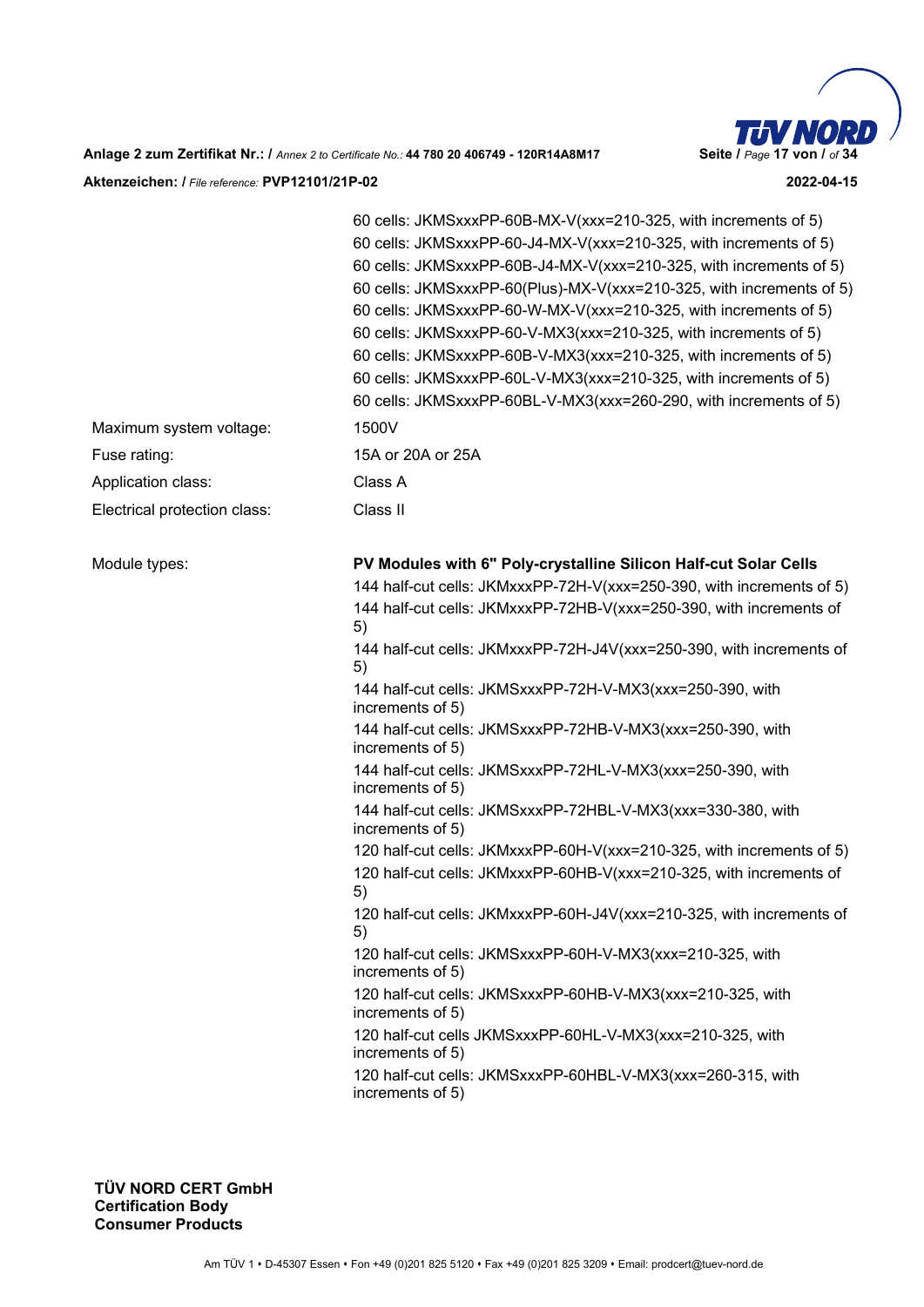| | |
|---|---|
| | 60 cells: JKMSxxxPP-60B-MX-V(xxx=210-325, with increments of 5) |
| | 60 cells: JKMSxxxPP-60-J4-MX-V(xxx=210-325, with increments of 5) |
| | 60 cells: JKMSxxxPP-60B-J4-MX-V(xxx=210-325, with increments of 5) |
| | 60 cells: JKMSxxxPP-60(Plus)-MX-V(xxx=210-325, with increments of 5) |
| | 60 cells: JKMSxxxPP-60-W-MX-V(xxx=210-325, with increments of 5) |
| | 60 cells: JKMSxxxPP-60-V-MX3(xxx=210-325, with increments of 5) |
| | 60 cells: JKMSxxxPP-60B-V-MX3(xxx=210-325, with increments of 5) |
| | 60 cells: JKMSxxxPP-60L-V-MX3(xxx=210-325, with increments of 5) |
| | 60 cells: JKMSxxxPP-60BL-V-MX3(xxx=260-290, with increments of 5) |
| Maximum system voltage: | 1500V |
| Fuse rating: | 15A or 20A or 25A |
| Application class: | Class A |
| Electrical protection class: | Class II |

| | |
|---|---|
| Module types: | **PV Modules with 6" Poly-crystalline Silicon Half-cut Solar Cells** |
| | 144 half-cut cells: JKMxxxPP-72H-V(xxx=250-390, with increments of 5) |
| | 144 half-cut cells: JKMxxxPP-72HB-V(xxx=250-390, with increments of 5) |
| | 144 half-cut cells: JKMxxxPP-72H-J4V(xxx=250-390, with increments of 5) |
| | 144 half-cut cells: JKMSxxxPP-72H-V-MX3(xxx=250-390, with increments of 5) |
| | 144 half-cut cells: JKMSxxxPP-72HB-V-MX3(xxx=250-390, with increments of 5) |
| | 144 half-cut cells: JKMSxxxPP-72HL-V-MX3(xxx=250-390, with increments of 5) |
| | 144 half-cut cells: JKMSxxxPP-72HBL-V-MX3(xxx=330-380, with increments of 5) |
| | 120 half-cut cells: JKMxxxPP-60H-V(xxx=210-325, with increments of 5) |
| | 120 half-cut cells: JKMxxxPP-60HB-V(xxx=210-325, with increments of 5) |
| | 120 half-cut cells: JKMxxxPP-60H-J4V(xxx=210-325, with increments of 5) |
| | 120 half-cut cells: JKMSxxxPP-60H-V-MX3(xxx=210-325, with increments of 5) |
| | 120 half-cut cells: JKMSxxxPP-60HB-V-MX3(xxx=210-325, with increments of 5) |
| | 120 half-cut cells JKMSxxxPP-60HL-V-MX3(xxx=210-325, with increments of 5) |
| | 120 half-cut cells: JKMSxxxPP-60HBL-V-MX3(xxx=260-315, with increments of 5) |

**TÜV NORD CERT GmbH**
**Certification Body**
**Consumer Products**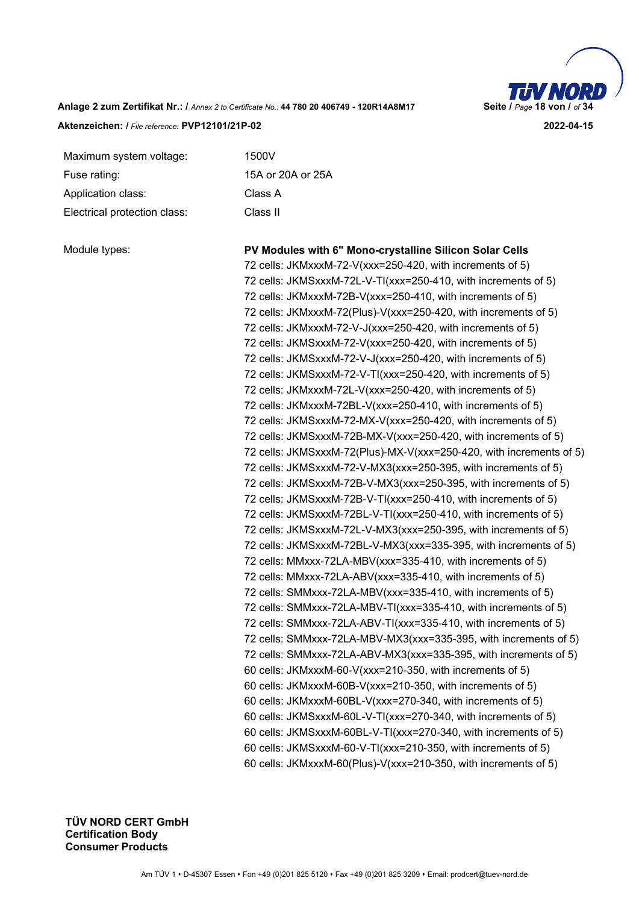| | |
|---|---|
| Maximum system voltage: | 1500V |
| Fuse rating: | 15A or 20A or 25A |
| Application class: | Class A |
| Electrical protection class: | Class II |

Module types:

**PV Modules with 6" Mono-crystalline Silicon Solar Cells**

72 cells: JKMxxxM-72-V(xxx=250-420, with increments of 5)
72 cells: JKMSxxxM-72L-V-TI(xxx=250-410, with increments of 5)
72 cells: JKMxxxM-72B-V(xxx=250-410, with increments of 5)
72 cells: JKMxxxM-72(Plus)-V(xxx=250-420, with increments of 5)
72 cells: JKMxxxM-72-V-J(xxx=250-420, with increments of 5)
72 cells: JKMSxxxM-72-V(xxx=250-420, with increments of 5)
72 cells: JKMSxxxM-72-V-J(xxx=250-420, with increments of 5)
72 cells: JKMSxxxM-72-V-TI(xxx=250-420, with increments of 5)
72 cells: JKMxxxM-72L-V(xxx=250-420, with increments of 5)
72 cells: JKMxxxM-72BL-V(xxx=250-410, with increments of 5)
72 cells: JKMSxxxM-72-MX-V(xxx=250-420, with increments of 5)
72 cells: JKMSxxxM-72B-MX-V(xxx=250-420, with increments of 5)
72 cells: JKMSxxxM-72(Plus)-MX-V(xxx=250-420, with increments of 5)
72 cells: JKMSxxxM-72-V-MX3(xxx=250-395, with increments of 5)
72 cells: JKMSxxxM-72B-V-MX3(xxx=250-395, with increments of 5)
72 cells: JKMSxxxM-72B-V-TI(xxx=250-410, with increments of 5)
72 cells: JKMSxxxM-72BL-V-TI(xxx=250-410, with increments of 5)
72 cells: JKMSxxxM-72L-V-MX3(xxx=250-395, with increments of 5)
72 cells: JKMSxxxM-72BL-V-MX3(xxx=335-395, with increments of 5)
72 cells: MMxxx-72LA-MBV(xxx=335-410, with increments of 5)
72 cells: MMxxx-72LA-ABV(xxx=335-410, with increments of 5)
72 cells: SMMxxx-72LA-MBV(xxx=335-410, with increments of 5)
72 cells: SMMxxx-72LA-MBV-TI(xxx=335-410, with increments of 5)
72 cells: SMMxxx-72LA-ABV-TI(xxx=335-410, with increments of 5)
72 cells: SMMxxx-72LA-MBV-MX3(xxx=335-395, with increments of 5)
72 cells: SMMxxx-72LA-ABV-MX3(xxx=335-395, with increments of 5)
60 cells: JKMxxxM-60-V(xxx=210-350, with increments of 5)
60 cells: JKMxxxM-60B-V(xxx=210-350, with increments of 5)
60 cells: JKMxxxM-60BL-V(xxx=270-340, with increments of 5)
60 cells: JKMSxxxM-60L-V-TI(xxx=270-340, with increments of 5)
60 cells: JKMSxxxM-60BL-V-TI(xxx=270-340, with increments of 5)
60 cells: JKMSxxxM-60-V-TI(xxx=210-350, with increments of 5)
60 cells: JKMxxxM-60(Plus)-V(xxx=210-350, with increments of 5)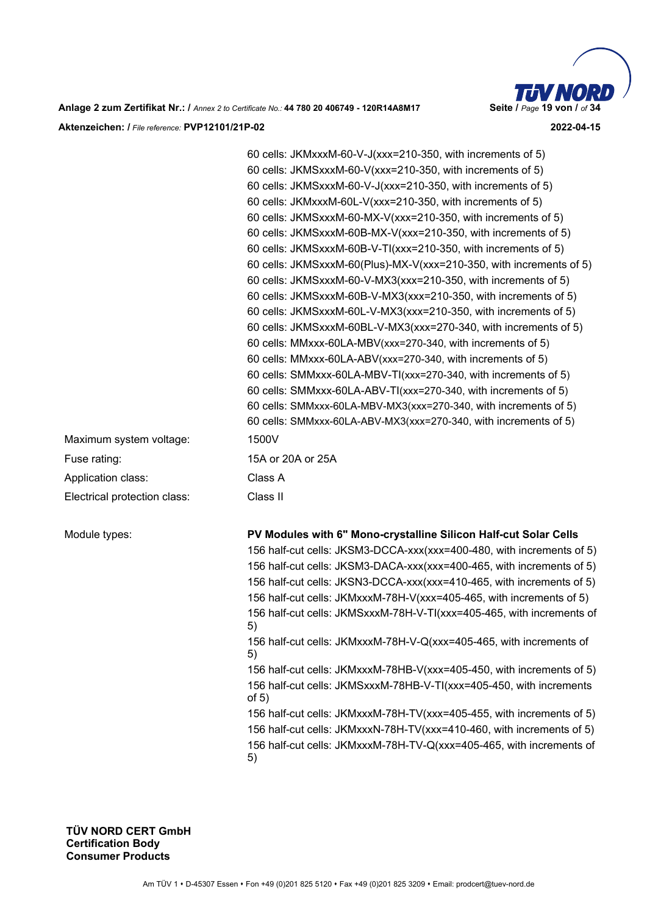60 cells: JKMxxxM-60-V-J(xxx=210-350, with increments of 5)
60 cells: JKMSxxxM-60-V(xxx=210-350, with increments of 5)
60 cells: JKMSxxxM-60-V-J(xxx=210-350, with increments of 5)
60 cells: JKMxxxM-60L-V(xxx=210-350, with increments of 5)
60 cells: JKMSxxxM-60-MX-V(xxx=210-350, with increments of 5)
60 cells: JKMSxxxM-60B-MX-V(xxx=210-350, with increments of 5)
60 cells: JKMSxxxM-60B-V-TI(xxx=210-350, with increments of 5)
60 cells: JKMSxxxM-60(Plus)-MX-V(xxx=210-350, with increments of 5)
60 cells: JKMSxxxM-60-V-MX3(xxx=210-350, with increments of 5)
60 cells: JKMSxxxM-60B-V-MX3(xxx=210-350, with increments of 5)
60 cells: JKMSxxxM-60L-V-MX3(xxx=210-350, with increments of 5)
60 cells: JKMSxxxM-60BL-V-MX3(xxx=270-340, with increments of 5)
60 cells: MMxxx-60LA-MBV(xxx=270-340, with increments of 5)
60 cells: MMxxx-60LA-ABV(xxx=270-340, with increments of 5)
60 cells: SMMxxx-60LA-MBV-TI(xxx=270-340, with increments of 5)
60 cells: SMMxxx-60LA-ABV-TI(xxx=270-340, with increments of 5)
60 cells: SMMxxx-60LA-MBV-MX3(xxx=270-340, with increments of 5)
60 cells: SMMxxx-60LA-ABV-MX3(xxx=270-340, with increments of 5)

| | |
|---|---|
| Maximum system voltage: | 1500V |
| Fuse rating: | 15A or 20A or 25A |
| Application class: | Class A |
| Electrical protection class: | Class II |

Module types:

**PV Modules with 6" Mono-crystalline Silicon Half-cut Solar Cells**

156 half-cut cells: JKSM3-DCCA-xxx(xxx=400-480, with increments of 5)
156 half-cut cells: JKSM3-DACA-xxx(xxx=400-465, with increments of 5)
156 half-cut cells: JKSN3-DCCA-xxx(xxx=410-465, with increments of 5)
156 half-cut cells: JKMxxxM-78H-V(xxx=405-465, with increments of 5)
156 half-cut cells: JKMSxxxM-78H-V-TI(xxx=405-465, with increments of 5)
156 half-cut cells: JKMxxxM-78H-V-Q(xxx=405-465, with increments of 5)
156 half-cut cells: JKMxxxM-78HB-V(xxx=405-450, with increments of 5)
156 half-cut cells: JKMSxxxM-78HB-V-TI(xxx=405-450, with increments of 5)
156 half-cut cells: JKMxxxM-78H-TV(xxx=405-455, with increments of 5)
156 half-cut cells: JKMxxxN-78H-TV(xxx=410-460, with increments of 5)
156 half-cut cells: JKMxxxM-78H-TV-Q(xxx=405-465, with increments of 5)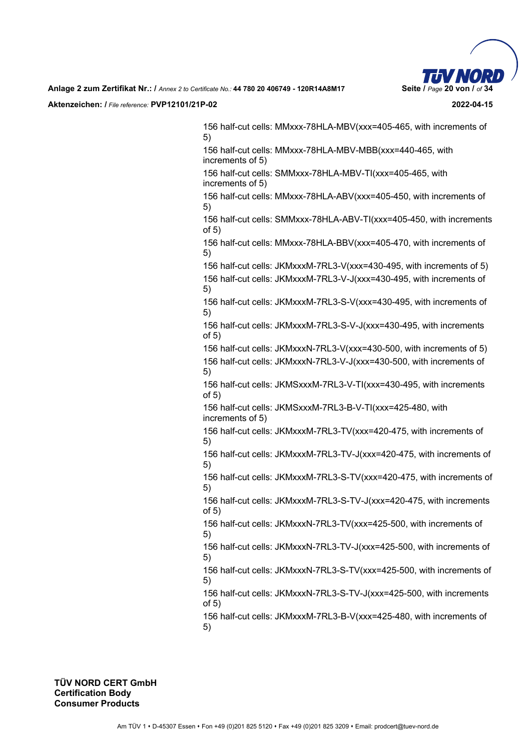156 half-cut cells: MMxxx-78HLA-MBV(xxx=405-465, with increments of 5)

156 half-cut cells: MMxxx-78HLA-MBV-MBB(xxx=440-465, with increments of 5)

156 half-cut cells: SMMxxx-78HLA-MBV-TI(xxx=405-465, with increments of 5)

156 half-cut cells: MMxxx-78HLA-ABV(xxx=405-450, with increments of 5)

156 half-cut cells: SMMxxx-78HLA-ABV-TI(xxx=405-450, with increments of 5)

156 half-cut cells: MMxxx-78HLA-BBV(xxx=405-470, with increments of 5)

156 half-cut cells: JKMxxxM-7RL3-V(xxx=430-495, with increments of 5)

156 half-cut cells: JKMxxxM-7RL3-V-J(xxx=430-495, with increments of 5)

156 half-cut cells: JKMxxxM-7RL3-S-V(xxx=430-495, with increments of 5)

156 half-cut cells: JKMxxxM-7RL3-S-V-J(xxx=430-495, with increments of 5)

156 half-cut cells: JKMxxxN-7RL3-V(xxx=430-500, with increments of 5)

156 half-cut cells: JKMxxxN-7RL3-V-J(xxx=430-500, with increments of 5)

156 half-cut cells: JKMSxxxM-7RL3-V-TI(xxx=430-495, with increments of 5)

156 half-cut cells: JKMSxxxM-7RL3-B-V-TI(xxx=425-480, with increments of 5)

156 half-cut cells: JKMxxxM-7RL3-TV(xxx=420-475, with increments of 5)

156 half-cut cells: JKMxxxM-7RL3-TV-J(xxx=420-475, with increments of 5)

156 half-cut cells: JKMxxxM-7RL3-S-TV(xxx=420-475, with increments of 5)

156 half-cut cells: JKMxxxM-7RL3-S-TV-J(xxx=420-475, with increments of 5)

156 half-cut cells: JKMxxxN-7RL3-TV(xxx=425-500, with increments of 5)

156 half-cut cells: JKMxxxN-7RL3-TV-J(xxx=425-500, with increments of 5)

156 half-cut cells: JKMxxxN-7RL3-S-TV(xxx=425-500, with increments of 5)

156 half-cut cells: JKMxxxN-7RL3-S-TV-J(xxx=425-500, with increments of 5)

156 half-cut cells: JKMxxxM-7RL3-B-V(xxx=425-480, with increments of 5)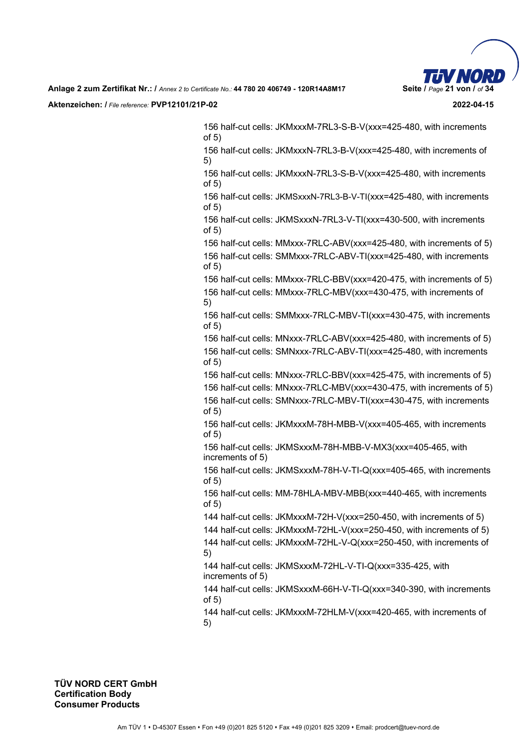156 half-cut cells: JKMxxxM-7RL3-S-B-V(xxx=425-480, with increments of 5)

156 half-cut cells: JKMxxxN-7RL3-B-V(xxx=425-480, with increments of 5)

156 half-cut cells: JKMxxxN-7RL3-S-B-V(xxx=425-480, with increments of 5)

156 half-cut cells: JKMSxxxN-7RL3-B-V-TI(xxx=425-480, with increments of 5)

156 half-cut cells: JKMSxxxN-7RL3-V-TI(xxx=430-500, with increments of 5)

156 half-cut cells: MMxxx-7RLC-ABV(xxx=425-480, with increments of 5)

156 half-cut cells: SMMxxx-7RLC-ABV-TI(xxx=425-480, with increments of 5)

156 half-cut cells: MMxxx-7RLC-BBV(xxx=420-475, with increments of 5)

156 half-cut cells: MMxxx-7RLC-MBV(xxx=430-475, with increments of 5)

156 half-cut cells: SMMxxx-7RLC-MBV-TI(xxx=430-475, with increments of 5)

156 half-cut cells: MNxxx-7RLC-ABV(xxx=425-480, with increments of 5)

156 half-cut cells: SMNxxx-7RLC-ABV-TI(xxx=425-480, with increments of 5)

156 half-cut cells: MNxxx-7RLC-BBV(xxx=425-475, with increments of 5)

156 half-cut cells: MNxxx-7RLC-MBV(xxx=430-475, with increments of 5)

156 half-cut cells: SMNxxx-7RLC-MBV-TI(xxx=430-475, with increments of 5)

156 half-cut cells: JKMxxxM-78H-MBB-V(xxx=405-465, with increments of 5)

156 half-cut cells: JKMSxxxM-78H-MBB-V-MX3(xxx=405-465, with increments of 5)

156 half-cut cells: JKMSxxxM-78H-V-TI-Q(xxx=405-465, with increments of 5)

156 half-cut cells: MM-78HLA-MBV-MBB(xxx=440-465, with increments of 5)

144 half-cut cells: JKMxxxM-72H-V(xxx=250-450, with increments of 5)

144 half-cut cells: JKMxxxM-72HL-V(xxx=250-450, with increments of 5)

144 half-cut cells: JKMxxxM-72HL-V-Q(xxx=250-450, with increments of 5)

144 half-cut cells: JKMSxxxM-72HL-V-TI-Q(xxx=335-425, with increments of 5)

144 half-cut cells: JKMSxxxM-66H-V-TI-Q(xxx=340-390, with increments of 5)

144 half-cut cells: JKMxxxM-72HLM-V(xxx=420-465, with increments of 5)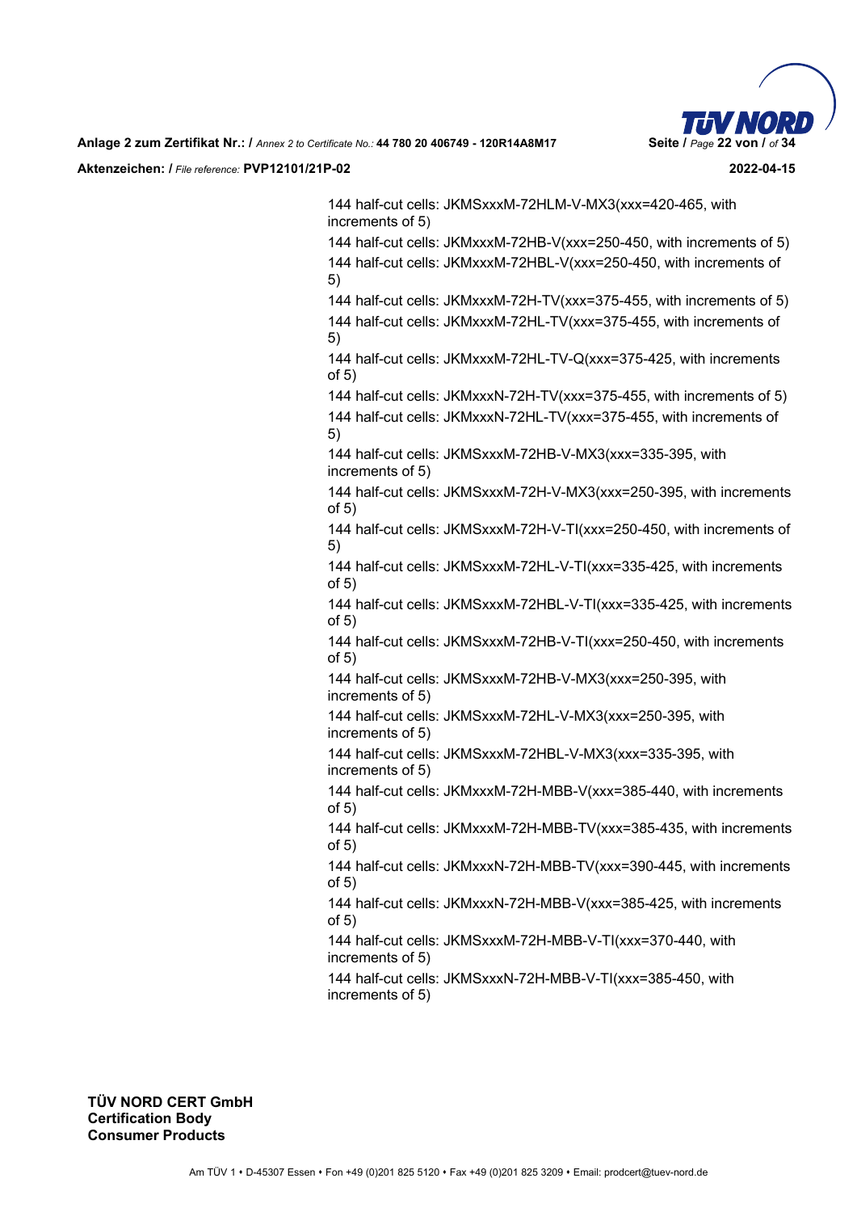144 half-cut cells: JKMSxxxM-72HLM-V-MX3(xxx=420-465, with increments of 5)

144 half-cut cells: JKMxxxM-72HB-V(xxx=250-450, with increments of 5)

144 half-cut cells: JKMxxxM-72HBL-V(xxx=250-450, with increments of 5)

144 half-cut cells: JKMxxxM-72H-TV(xxx=375-455, with increments of 5)

144 half-cut cells: JKMxxxM-72HL-TV(xxx=375-455, with increments of 5)

144 half-cut cells: JKMxxxM-72HL-TV-Q(xxx=375-425, with increments of 5)

144 half-cut cells: JKMxxxN-72H-TV(xxx=375-455, with increments of 5)

144 half-cut cells: JKMxxxN-72HL-TV(xxx=375-455, with increments of 5)

144 half-cut cells: JKMSxxxM-72HB-V-MX3(xxx=335-395, with increments of 5)

144 half-cut cells: JKMSxxxM-72H-V-MX3(xxx=250-395, with increments of 5)

144 half-cut cells: JKMSxxxM-72H-V-TI(xxx=250-450, with increments of 5)

144 half-cut cells: JKMSxxxM-72HL-V-TI(xxx=335-425, with increments of 5)

144 half-cut cells: JKMSxxxM-72HBL-V-TI(xxx=335-425, with increments of 5)

144 half-cut cells: JKMSxxxM-72HB-V-TI(xxx=250-450, with increments of 5)

144 half-cut cells: JKMSxxxM-72HB-V-MX3(xxx=250-395, with increments of 5)

144 half-cut cells: JKMSxxxM-72HL-V-MX3(xxx=250-395, with increments of 5)

144 half-cut cells: JKMSxxxM-72HBL-V-MX3(xxx=335-395, with increments of 5)

144 half-cut cells: JKMxxxM-72H-MBB-V(xxx=385-440, with increments of 5)

144 half-cut cells: JKMxxxM-72H-MBB-TV(xxx=385-435, with increments of 5)

144 half-cut cells: JKMxxxN-72H-MBB-TV(xxx=390-445, with increments of 5)

144 half-cut cells: JKMxxxN-72H-MBB-V(xxx=385-425, with increments of 5)

144 half-cut cells: JKMSxxxM-72H-MBB-V-TI(xxx=370-440, with increments of 5)

144 half-cut cells: JKMSxxxN-72H-MBB-V-TI(xxx=385-450, with increments of 5)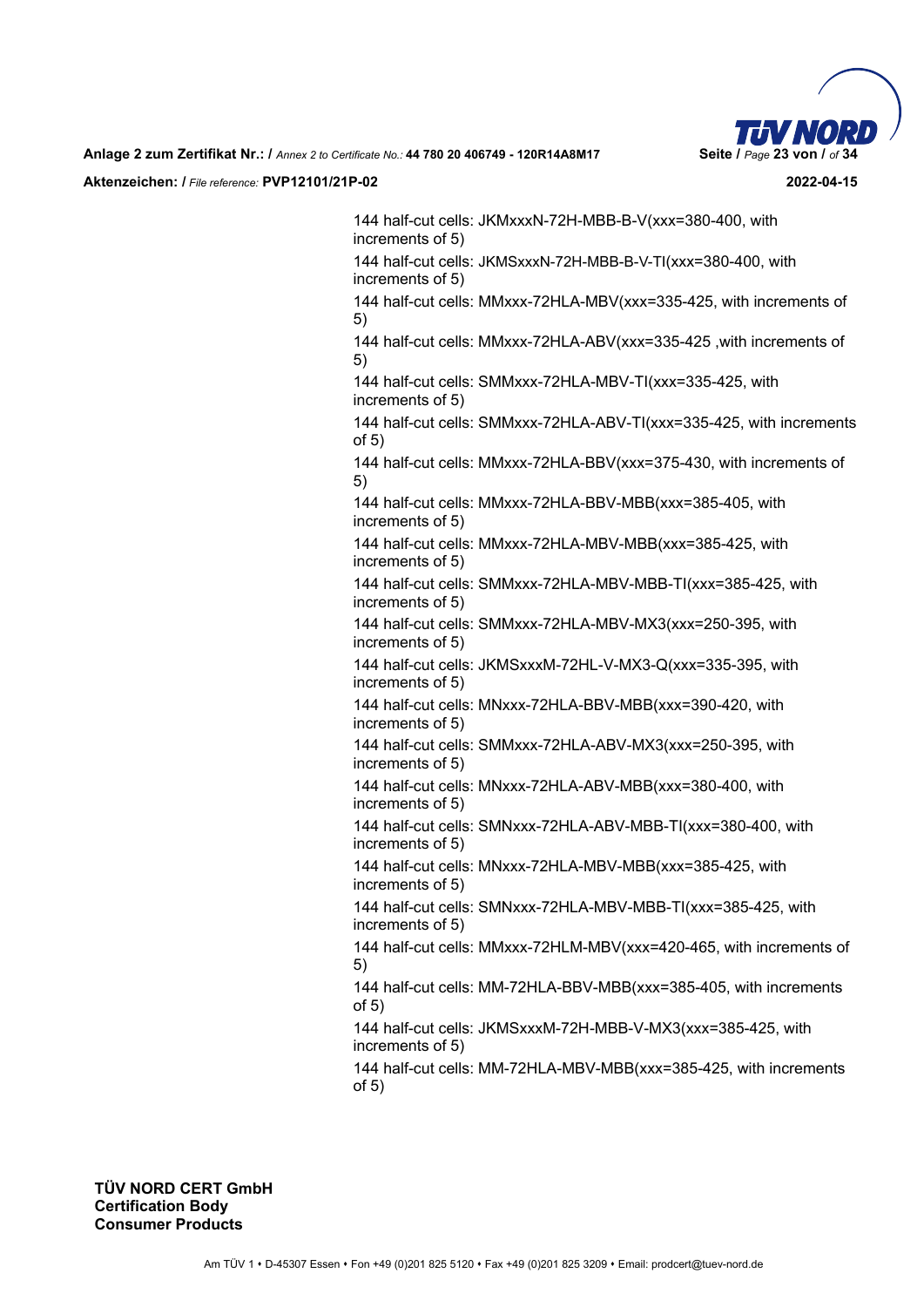144 half-cut cells: JKMxxxN-72H-MBB-B-V(xxx=380-400, with increments of 5)

144 half-cut cells: JKMSxxxN-72H-MBB-B-V-TI(xxx=380-400, with increments of 5)

144 half-cut cells: MMxxx-72HLA-MBV(xxx=335-425, with increments of 5)

144 half-cut cells: MMxxx-72HLA-ABV(xxx=335-425 ,with increments of 5)

144 half-cut cells: SMMxxx-72HLA-MBV-TI(xxx=335-425, with increments of 5)

144 half-cut cells: SMMxxx-72HLA-ABV-TI(xxx=335-425, with increments of 5)

144 half-cut cells: MMxxx-72HLA-BBV(xxx=375-430, with increments of 5)

144 half-cut cells: MMxxx-72HLA-BBV-MBB(xxx=385-405, with increments of 5)

144 half-cut cells: MMxxx-72HLA-MBV-MBB(xxx=385-425, with increments of 5)

144 half-cut cells: SMMxxx-72HLA-MBV-MBB-TI(xxx=385-425, with increments of 5)

144 half-cut cells: SMMxxx-72HLA-MBV-MX3(xxx=250-395, with increments of 5)

144 half-cut cells: JKMSxxxM-72HL-V-MX3-Q(xxx=335-395, with increments of 5)

144 half-cut cells: MNxxx-72HLA-BBV-MBB(xxx=390-420, with increments of 5)

144 half-cut cells: SMMxxx-72HLA-ABV-MX3(xxx=250-395, with increments of 5)

144 half-cut cells: MNxxx-72HLA-ABV-MBB(xxx=380-400, with increments of 5)

144 half-cut cells: SMNxxx-72HLA-ABV-MBB-TI(xxx=380-400, with increments of 5)

144 half-cut cells: MNxxx-72HLA-MBV-MBB(xxx=385-425, with increments of 5)

144 half-cut cells: SMNxxx-72HLA-MBV-MBB-TI(xxx=385-425, with increments of 5)

144 half-cut cells: MMxxx-72HLM-MBV(xxx=420-465, with increments of 5)

144 half-cut cells: MM-72HLA-BBV-MBB(xxx=385-405, with increments of 5)

144 half-cut cells: JKMSxxxM-72H-MBB-V-MX3(xxx=385-425, with increments of 5)

144 half-cut cells: MM-72HLA-MBV-MBB(xxx=385-425, with increments of 5)

**TÜV NORD CERT GmbH**
**Certification Body**
**Consumer Products**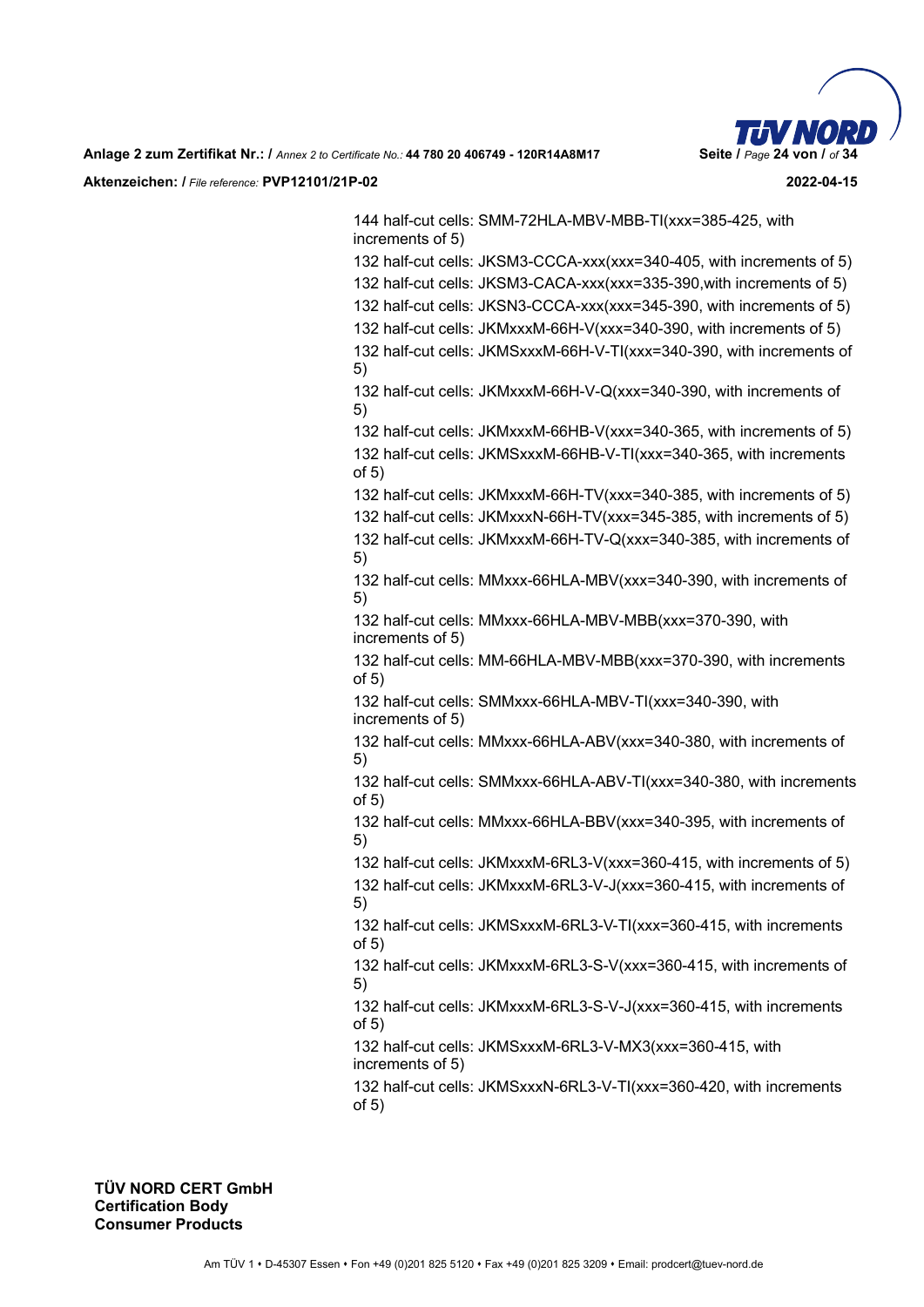144 half-cut cells: SMM-72HLA-MBV-MBB-TI(xxx=385-425, with increments of 5)

132 half-cut cells: JKSM3-CCCA-xxx(xxx=340-405, with increments of 5)

132 half-cut cells: JKSM3-CACA-xxx(xxx=335-390,with increments of 5)

132 half-cut cells: JKSN3-CCCA-xxx(xxx=345-390, with increments of 5)

132 half-cut cells: JKMxxxM-66H-V(xxx=340-390, with increments of 5)

132 half-cut cells: JKMSxxxM-66H-V-TI(xxx=340-390, with increments of 5)

132 half-cut cells: JKMxxxM-66H-V-Q(xxx=340-390, with increments of 5)

132 half-cut cells: JKMxxxM-66HB-V(xxx=340-365, with increments of 5)

132 half-cut cells: JKMSxxxM-66HB-V-TI(xxx=340-365, with increments of 5)

132 half-cut cells: JKMxxxM-66H-TV(xxx=340-385, with increments of 5)

132 half-cut cells: JKMxxxN-66H-TV(xxx=345-385, with increments of 5)

132 half-cut cells: JKMxxxM-66H-TV-Q(xxx=340-385, with increments of 5)

132 half-cut cells: MMxxx-66HLA-MBV(xxx=340-390, with increments of 5)

132 half-cut cells: MMxxx-66HLA-MBV-MBB(xxx=370-390, with increments of 5)

132 half-cut cells: MM-66HLA-MBV-MBB(xxx=370-390, with increments of 5)

132 half-cut cells: SMMxxx-66HLA-MBV-TI(xxx=340-390, with increments of 5)

132 half-cut cells: MMxxx-66HLA-ABV(xxx=340-380, with increments of 5)

132 half-cut cells: SMMxxx-66HLA-ABV-TI(xxx=340-380, with increments of 5)

132 half-cut cells: MMxxx-66HLA-BBV(xxx=340-395, with increments of 5)

132 half-cut cells: JKMxxxM-6RL3-V(xxx=360-415, with increments of 5)

132 half-cut cells: JKMxxxM-6RL3-V-J(xxx=360-415, with increments of 5)

132 half-cut cells: JKMSxxxM-6RL3-V-TI(xxx=360-415, with increments of 5)

132 half-cut cells: JKMxxxM-6RL3-S-V(xxx=360-415, with increments of 5)

132 half-cut cells: JKMxxxM-6RL3-S-V-J(xxx=360-415, with increments of 5)

132 half-cut cells: JKMSxxxM-6RL3-V-MX3(xxx=360-415, with increments of 5)

132 half-cut cells: JKMSxxxN-6RL3-V-TI(xxx=360-420, with increments of 5)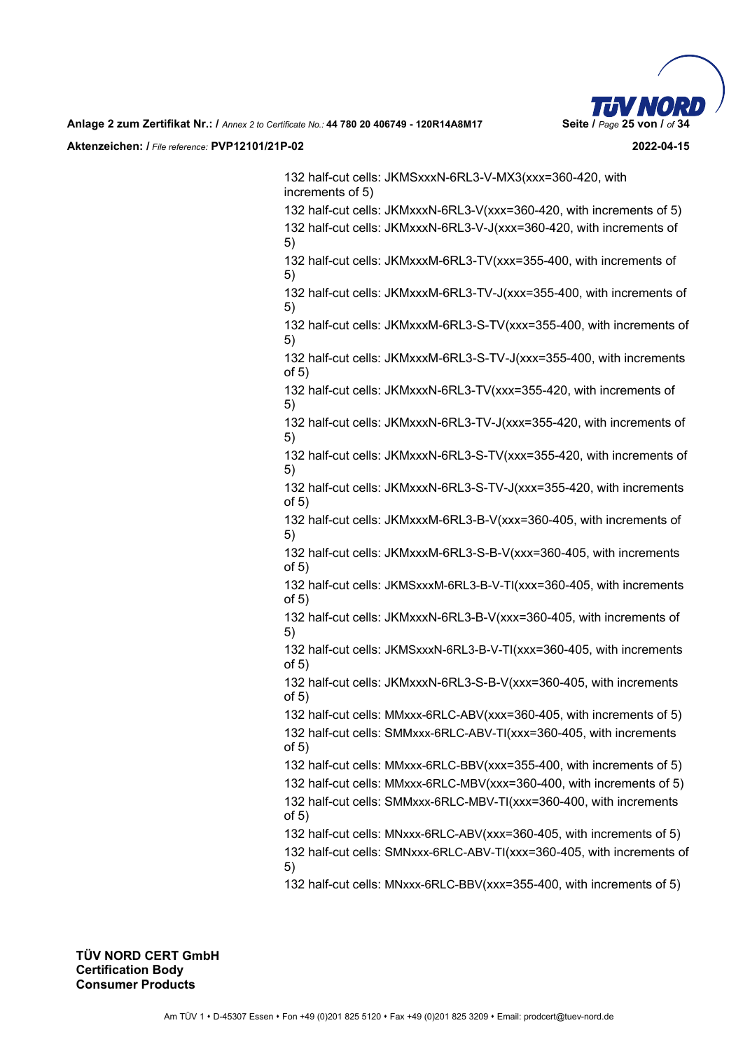132 half-cut cells: JKMSxxxN-6RL3-V-MX3(xxx=360-420, with increments of 5)

132 half-cut cells: JKMxxxN-6RL3-V(xxx=360-420, with increments of 5)

132 half-cut cells: JKMxxxN-6RL3-V-J(xxx=360-420, with increments of 5)

132 half-cut cells: JKMxxxM-6RL3-TV(xxx=355-400, with increments of 5)

132 half-cut cells: JKMxxxM-6RL3-TV-J(xxx=355-400, with increments of 5)

132 half-cut cells: JKMxxxM-6RL3-S-TV(xxx=355-400, with increments of 5)

132 half-cut cells: JKMxxxM-6RL3-S-TV-J(xxx=355-400, with increments of 5)

132 half-cut cells: JKMxxxN-6RL3-TV(xxx=355-420, with increments of 5)

132 half-cut cells: JKMxxxN-6RL3-TV-J(xxx=355-420, with increments of 5)

132 half-cut cells: JKMxxxN-6RL3-S-TV(xxx=355-420, with increments of 5)

132 half-cut cells: JKMxxxN-6RL3-S-TV-J(xxx=355-420, with increments of 5)

132 half-cut cells: JKMxxxM-6RL3-B-V(xxx=360-405, with increments of 5)

132 half-cut cells: JKMxxxM-6RL3-S-B-V(xxx=360-405, with increments of 5)

132 half-cut cells: JKMSxxxM-6RL3-B-V-TI(xxx=360-405, with increments of 5)

132 half-cut cells: JKMxxxN-6RL3-B-V(xxx=360-405, with increments of 5)

132 half-cut cells: JKMSxxxN-6RL3-B-V-TI(xxx=360-405, with increments of 5)

132 half-cut cells: JKMxxxN-6RL3-S-B-V(xxx=360-405, with increments of 5)

132 half-cut cells: MMxxx-6RLC-ABV(xxx=360-405, with increments of 5)

132 half-cut cells: SMMxxx-6RLC-ABV-TI(xxx=360-405, with increments of 5)

132 half-cut cells: MMxxx-6RLC-BBV(xxx=355-400, with increments of 5)

132 half-cut cells: MMxxx-6RLC-MBV(xxx=360-400, with increments of 5)

132 half-cut cells: SMMxxx-6RLC-MBV-TI(xxx=360-400, with increments of 5)

132 half-cut cells: MNxxx-6RLC-ABV(xxx=360-405, with increments of 5)

132 half-cut cells: SMNxxx-6RLC-ABV-TI(xxx=360-405, with increments of 5)

132 half-cut cells: MNxxx-6RLC-BBV(xxx=355-400, with increments of 5)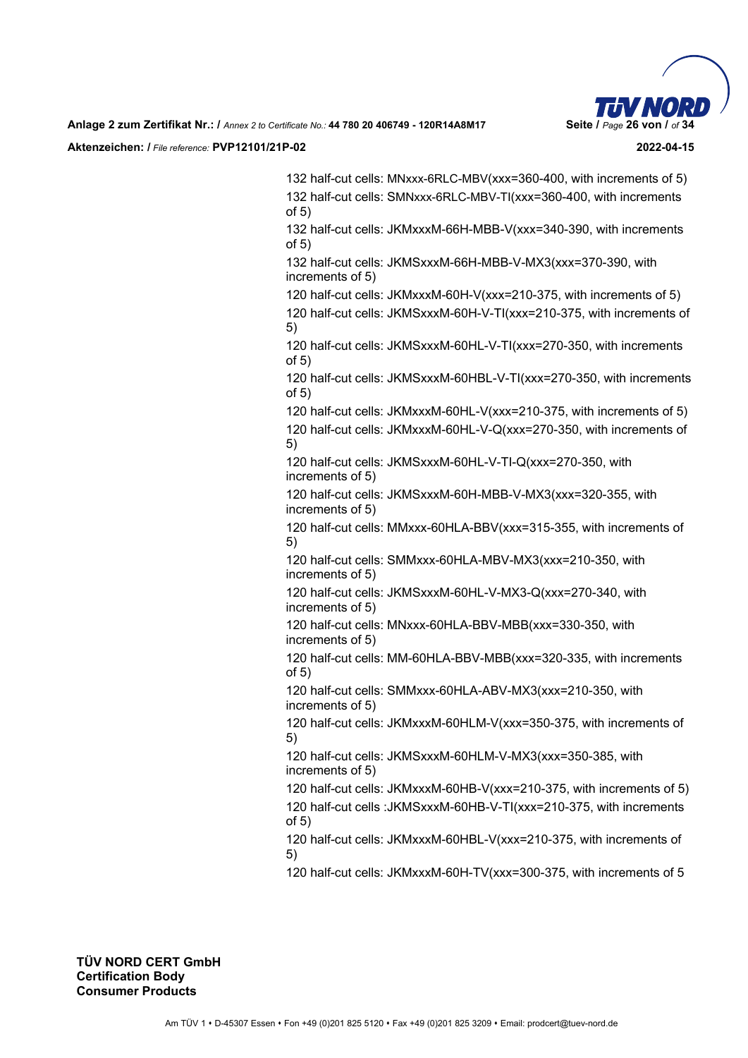132 half-cut cells: MNxxx-6RLC-MBV(xxx=360-400, with increments of 5)

132 half-cut cells: SMNxxx-6RLC-MBV-TI(xxx=360-400, with increments of 5)

132 half-cut cells: JKMxxxM-66H-MBB-V(xxx=340-390, with increments of 5)

132 half-cut cells: JKMSxxxM-66H-MBB-V-MX3(xxx=370-390, with increments of 5)

120 half-cut cells: JKMxxxM-60H-V(xxx=210-375, with increments of 5)

120 half-cut cells: JKMSxxxM-60H-V-TI(xxx=210-375, with increments of 5)

120 half-cut cells: JKMSxxxM-60HL-V-TI(xxx=270-350, with increments of 5)

120 half-cut cells: JKMSxxxM-60HBL-V-TI(xxx=270-350, with increments of 5)

120 half-cut cells: JKMxxxM-60HL-V(xxx=210-375, with increments of 5)

120 half-cut cells: JKMxxxM-60HL-V-Q(xxx=270-350, with increments of 5)

120 half-cut cells: JKMSxxxM-60HL-V-TI-Q(xxx=270-350, with increments of 5)

120 half-cut cells: JKMSxxxM-60H-MBB-V-MX3(xxx=320-355, with increments of 5)

120 half-cut cells: MMxxx-60HLA-BBV(xxx=315-355, with increments of 5)

120 half-cut cells: SMMxxx-60HLA-MBV-MX3(xxx=210-350, with increments of 5)

120 half-cut cells: JKMSxxxM-60HL-V-MX3-Q(xxx=270-340, with increments of 5)

120 half-cut cells: MNxxx-60HLA-BBV-MBB(xxx=330-350, with increments of 5)

120 half-cut cells: MM-60HLA-BBV-MBB(xxx=320-335, with increments of 5)

120 half-cut cells: SMMxxx-60HLA-ABV-MX3(xxx=210-350, with increments of 5)

120 half-cut cells: JKMxxxM-60HLM-V(xxx=350-375, with increments of 5)

120 half-cut cells: JKMSxxxM-60HLM-V-MX3(xxx=350-385, with increments of 5)

120 half-cut cells: JKMxxxM-60HB-V(xxx=210-375, with increments of 5)

120 half-cut cells :JKMSxxxM-60HB-V-TI(xxx=210-375, with increments of 5)

120 half-cut cells: JKMxxxM-60HBL-V(xxx=210-375, with increments of 5)

120 half-cut cells: JKMxxxM-60H-TV(xxx=300-375, with increments of 5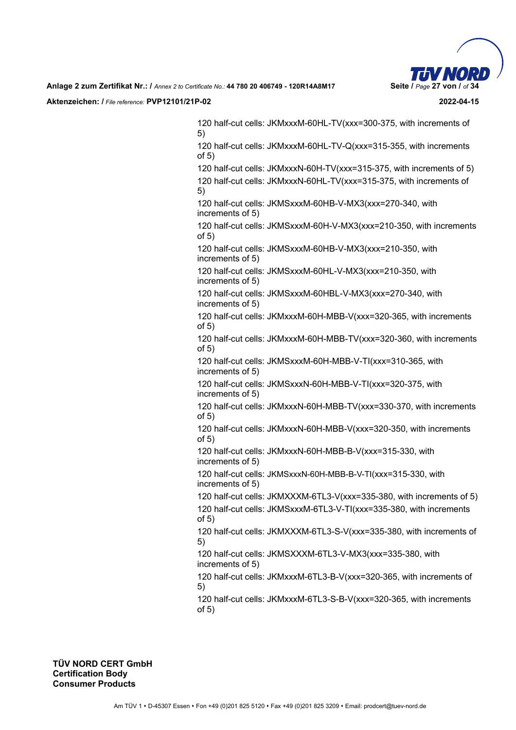120 half-cut cells: JKMxxxM-60HL-TV(xxx=300-375, with increments of 5)

120 half-cut cells: JKMxxxM-60HL-TV-Q(xxx=315-355, with increments of 5)

120 half-cut cells: JKMxxxN-60H-TV(xxx=315-375, with increments of 5)

120 half-cut cells: JKMxxxN-60HL-TV(xxx=315-375, with increments of 5)

120 half-cut cells: JKMSxxxM-60HB-V-MX3(xxx=270-340, with increments of 5)

120 half-cut cells: JKMSxxxM-60H-V-MX3(xxx=210-350, with increments of 5)

120 half-cut cells: JKMSxxxM-60HB-V-MX3(xxx=210-350, with increments of 5)

120 half-cut cells: JKMSxxxM-60HL-V-MX3(xxx=210-350, with increments of 5)

120 half-cut cells: JKMSxxxM-60HBL-V-MX3(xxx=270-340, with increments of 5)

120 half-cut cells: JKMxxxM-60H-MBB-V(xxx=320-365, with increments of 5)

120 half-cut cells: JKMxxxM-60H-MBB-TV(xxx=320-360, with increments of 5)

120 half-cut cells: JKMSxxxM-60H-MBB-V-TI(xxx=310-365, with increments of 5)

120 half-cut cells: JKMSxxxN-60H-MBB-V-TI(xxx=320-375, with increments of 5)

120 half-cut cells: JKMxxxN-60H-MBB-TV(xxx=330-370, with increments of 5)

120 half-cut cells: JKMxxxN-60H-MBB-V(xxx=320-350, with increments of 5)

120 half-cut cells: JKMxxxN-60H-MBB-B-V(xxx=315-330, with increments of 5)

120 half-cut cells: JKMSxxxN-60H-MBB-B-V-TI(xxx=315-330, with increments of 5)

120 half-cut cells: JKMXXXM-6TL3-V(xxx=335-380, with increments of 5)

120 half-cut cells: JKMSxxxM-6TL3-V-TI(xxx=335-380, with increments of 5)

120 half-cut cells: JKMXXXM-6TL3-S-V(xxx=335-380, with increments of 5)

120 half-cut cells: JKMSXXXM-6TL3-V-MX3(xxx=335-380, with increments of 5)

120 half-cut cells: JKMxxxM-6TL3-B-V(xxx=320-365, with increments of 5)

120 half-cut cells: JKMxxxM-6TL3-S-B-V(xxx=320-365, with increments of 5)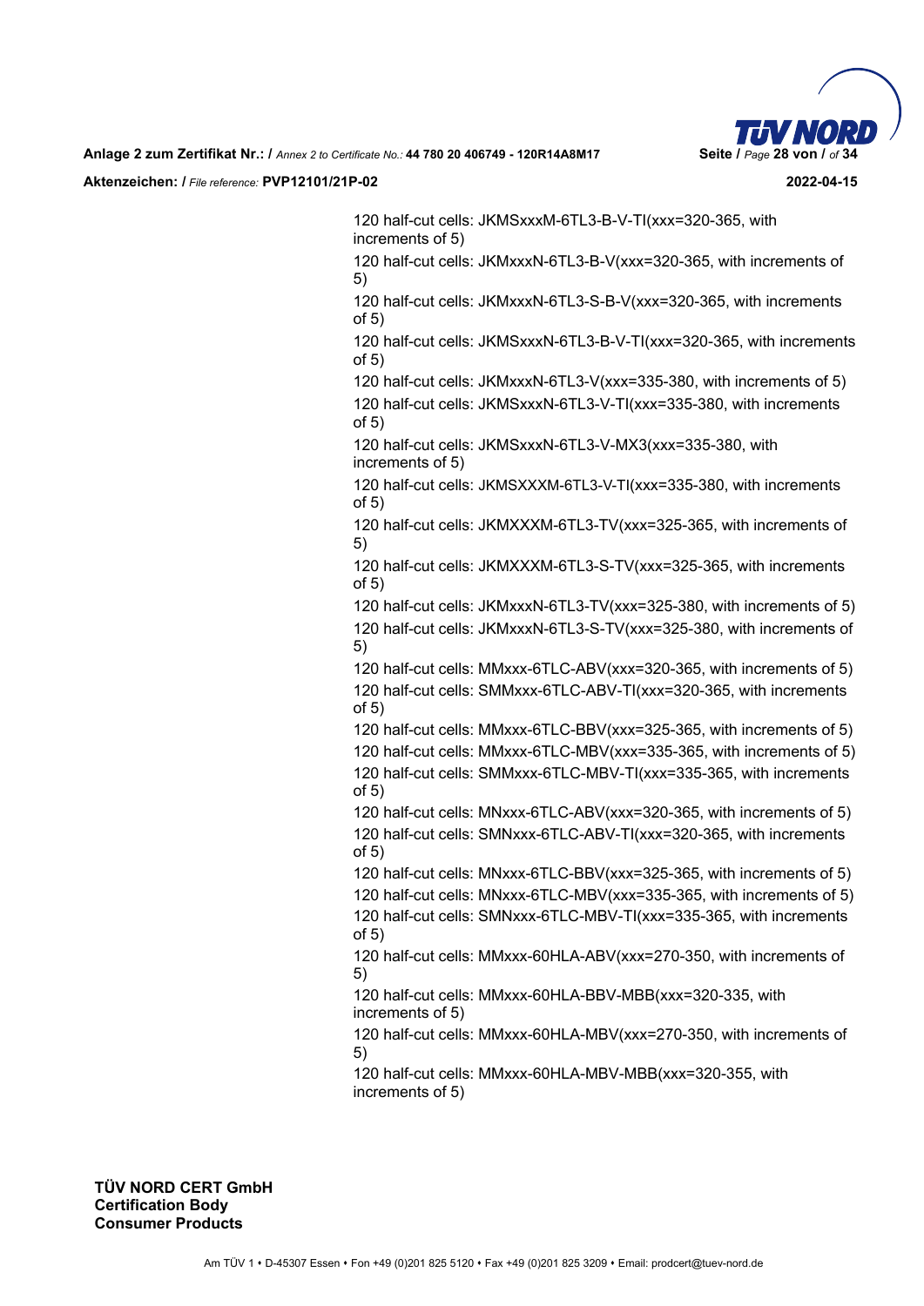120 half-cut cells: JKMSxxxM-6TL3-B-V-TI(xxx=320-365, with increments of 5)

120 half-cut cells: JKMxxxN-6TL3-B-V(xxx=320-365, with increments of 5)

120 half-cut cells: JKMxxxN-6TL3-S-B-V(xxx=320-365, with increments of 5)

120 half-cut cells: JKMSxxxN-6TL3-B-V-TI(xxx=320-365, with increments of 5)

120 half-cut cells: JKMxxxN-6TL3-V(xxx=335-380, with increments of 5)

120 half-cut cells: JKMSxxxN-6TL3-V-TI(xxx=335-380, with increments of 5)

120 half-cut cells: JKMSxxxN-6TL3-V-MX3(xxx=335-380, with increments of 5)

120 half-cut cells: JKMSXXXM-6TL3-V-TI(xxx=335-380, with increments of 5)

120 half-cut cells: JKMXXXM-6TL3-TV(xxx=325-365, with increments of 5)

120 half-cut cells: JKMXXXM-6TL3-S-TV(xxx=325-365, with increments of 5)

120 half-cut cells: JKMxxxN-6TL3-TV(xxx=325-380, with increments of 5)

120 half-cut cells: JKMxxxN-6TL3-S-TV(xxx=325-380, with increments of 5)

120 half-cut cells: MMxxx-6TLC-ABV(xxx=320-365, with increments of 5)

120 half-cut cells: SMMxxx-6TLC-ABV-TI(xxx=320-365, with increments of 5)

120 half-cut cells: MMxxx-6TLC-BBV(xxx=325-365, with increments of 5)

120 half-cut cells: MMxxx-6TLC-MBV(xxx=335-365, with increments of 5)

120 half-cut cells: SMMxxx-6TLC-MBV-TI(xxx=335-365, with increments of 5)

120 half-cut cells: MNxxx-6TLC-ABV(xxx=320-365, with increments of 5)

120 half-cut cells: SMNxxx-6TLC-ABV-TI(xxx=320-365, with increments of 5)

120 half-cut cells: MNxxx-6TLC-BBV(xxx=325-365, with increments of 5)

120 half-cut cells: MNxxx-6TLC-MBV(xxx=335-365, with increments of 5)

120 half-cut cells: SMNxxx-6TLC-MBV-TI(xxx=335-365, with increments of 5)

120 half-cut cells: MMxxx-60HLA-ABV(xxx=270-350, with increments of 5)

120 half-cut cells: MMxxx-60HLA-BBV-MBB(xxx=320-335, with increments of 5)

120 half-cut cells: MMxxx-60HLA-MBV(xxx=270-350, with increments of 5)

120 half-cut cells: MMxxx-60HLA-MBV-MBB(xxx=320-355, with increments of 5)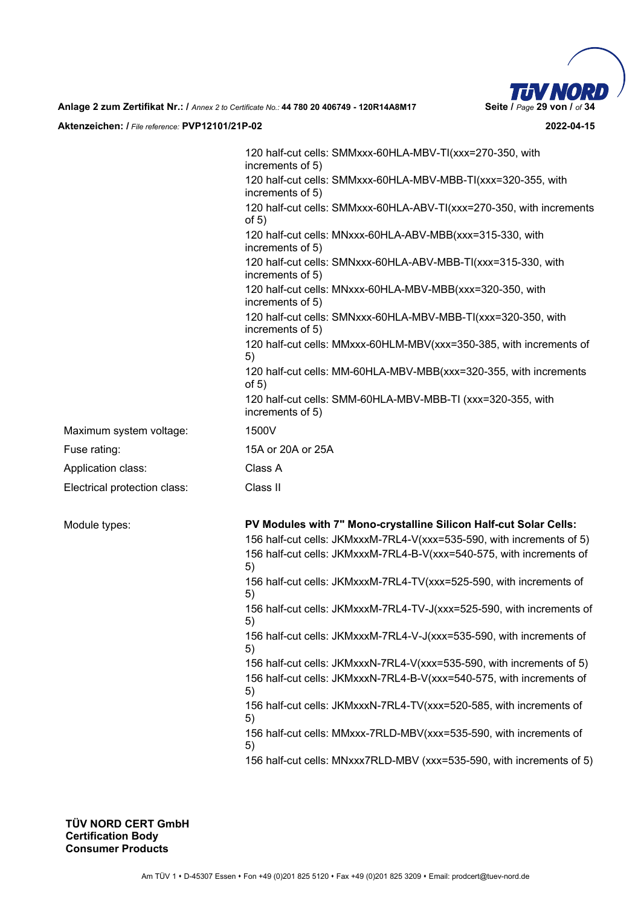120 half-cut cells: SMMxxx-60HLA-MBV-TI(xxx=270-350, with increments of 5)
120 half-cut cells: SMMxxx-60HLA-MBV-MBB-TI(xxx=320-355, with increments of 5)
120 half-cut cells: SMMxxx-60HLA-ABV-TI(xxx=270-350, with increments of 5)
120 half-cut cells: MNxxx-60HLA-ABV-MBB(xxx=315-330, with increments of 5)
120 half-cut cells: SMNxxx-60HLA-ABV-MBB-TI(xxx=315-330, with increments of 5)
120 half-cut cells: MNxxx-60HLA-MBV-MBB(xxx=320-350, with increments of 5)
120 half-cut cells: SMNxxx-60HLA-MBV-MBB-TI(xxx=320-350, with increments of 5)
120 half-cut cells: MMxxx-60HLM-MBV(xxx=350-385, with increments of 5)
120 half-cut cells: MM-60HLA-MBV-MBB(xxx=320-355, with increments of 5)
120 half-cut cells: SMM-60HLA-MBV-MBB-TI (xxx=320-355, with increments of 5)

| | |
|---|---|
| Maximum system voltage: | 1500V |
| Fuse rating: | 15A or 20A or 25A |
| Application class: | Class A |
| Electrical protection class: | Class II |

Module types:

**PV Modules with 7" Mono-crystalline Silicon Half-cut Solar Cells:**

156 half-cut cells: JKMxxxM-7RL4-V(xxx=535-590, with increments of 5)
156 half-cut cells: JKMxxxM-7RL4-B-V(xxx=540-575, with increments of 5)
156 half-cut cells: JKMxxxM-7RL4-TV(xxx=525-590, with increments of 5)
156 half-cut cells: JKMxxxM-7RL4-TV-J(xxx=525-590, with increments of 5)
156 half-cut cells: JKMxxxM-7RL4-V-J(xxx=535-590, with increments of 5)
156 half-cut cells: JKMxxxN-7RL4-V(xxx=535-590, with increments of 5)
156 half-cut cells: JKMxxxN-7RL4-B-V(xxx=540-575, with increments of 5)
156 half-cut cells: JKMxxxN-7RL4-TV(xxx=520-585, with increments of 5)
156 half-cut cells: MMxxx-7RLD-MBV(xxx=535-590, with increments of 5)
156 half-cut cells: MNxxx7RLD-MBV (xxx=535-590, with increments of 5)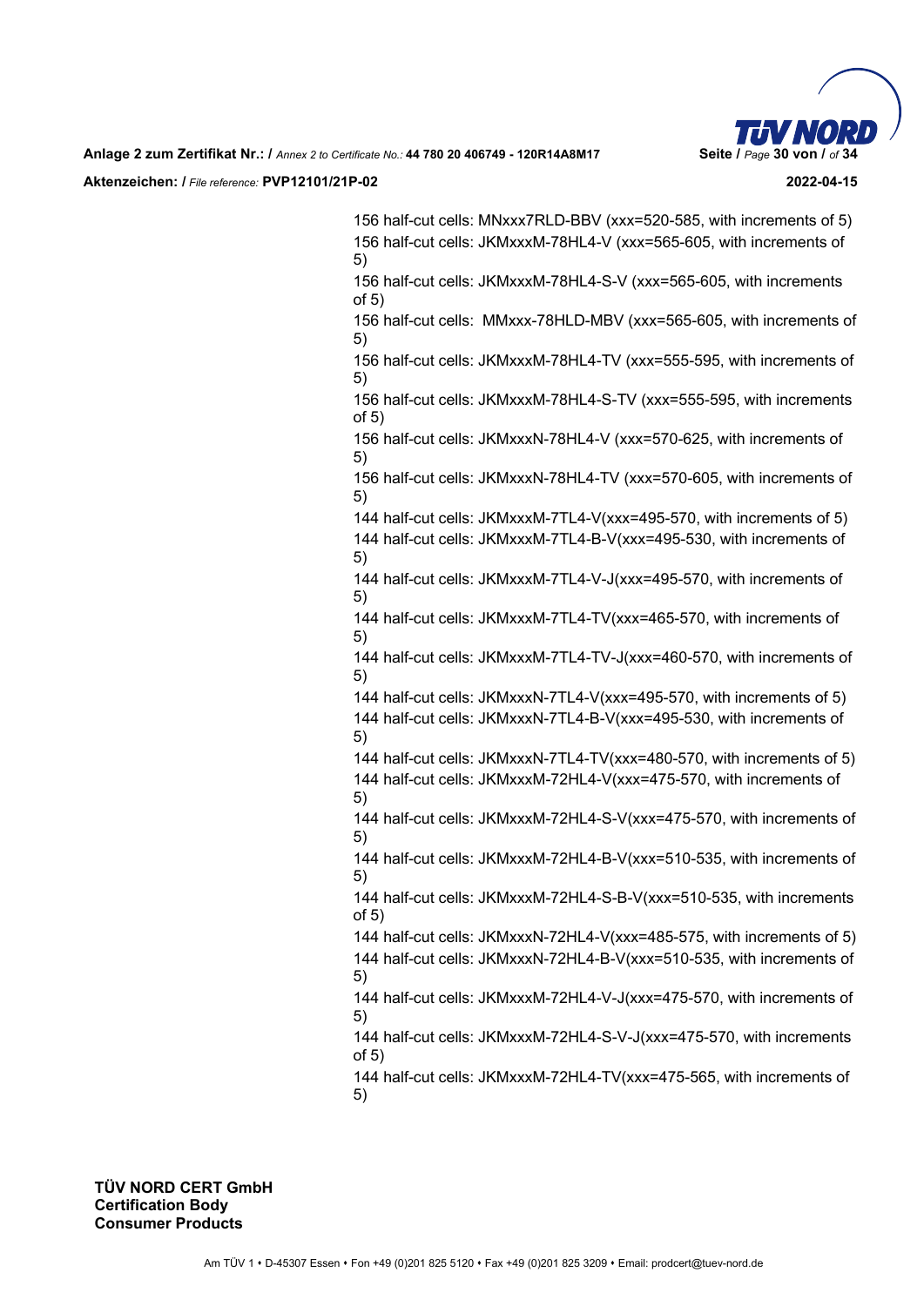156 half-cut cells: MNxxx7RLD-BBV (xxx=520-585, with increments of 5)
156 half-cut cells: JKMxxxM-78HL4-V (xxx=565-605, with increments of 5)
156 half-cut cells: JKMxxxM-78HL4-S-V (xxx=565-605, with increments of 5)
156 half-cut cells: MMxxx-78HLD-MBV (xxx=565-605, with increments of 5)
156 half-cut cells: JKMxxxM-78HL4-TV (xxx=555-595, with increments of 5)
156 half-cut cells: JKMxxxM-78HL4-S-TV (xxx=555-595, with increments of 5)
156 half-cut cells: JKMxxxN-78HL4-V (xxx=570-625, with increments of 5)
156 half-cut cells: JKMxxxN-78HL4-TV (xxx=570-605, with increments of 5)
144 half-cut cells: JKMxxxM-7TL4-V(xxx=495-570, with increments of 5)
144 half-cut cells: JKMxxxM-7TL4-B-V(xxx=495-530, with increments of 5)
144 half-cut cells: JKMxxxM-7TL4-V-J(xxx=495-570, with increments of 5)
144 half-cut cells: JKMxxxM-7TL4-TV(xxx=465-570, with increments of 5)
144 half-cut cells: JKMxxxM-7TL4-TV-J(xxx=460-570, with increments of 5)
144 half-cut cells: JKMxxxN-7TL4-V(xxx=495-570, with increments of 5)
144 half-cut cells: JKMxxxN-7TL4-B-V(xxx=495-530, with increments of 5)
144 half-cut cells: JKMxxxN-7TL4-TV(xxx=480-570, with increments of 5)
144 half-cut cells: JKMxxxM-72HL4-V(xxx=475-570, with increments of 5)
144 half-cut cells: JKMxxxM-72HL4-S-V(xxx=475-570, with increments of 5)
144 half-cut cells: JKMxxxM-72HL4-B-V(xxx=510-535, with increments of 5)
144 half-cut cells: JKMxxxM-72HL4-S-B-V(xxx=510-535, with increments of 5)
144 half-cut cells: JKMxxxN-72HL4-V(xxx=485-575, with increments of 5)
144 half-cut cells: JKMxxxN-72HL4-B-V(xxx=510-535, with increments of 5)
144 half-cut cells: JKMxxxM-72HL4-V-J(xxx=475-570, with increments of 5)
144 half-cut cells: JKMxxxM-72HL4-S-V-J(xxx=475-570, with increments of 5)
144 half-cut cells: JKMxxxM-72HL4-TV(xxx=475-565, with increments of 5)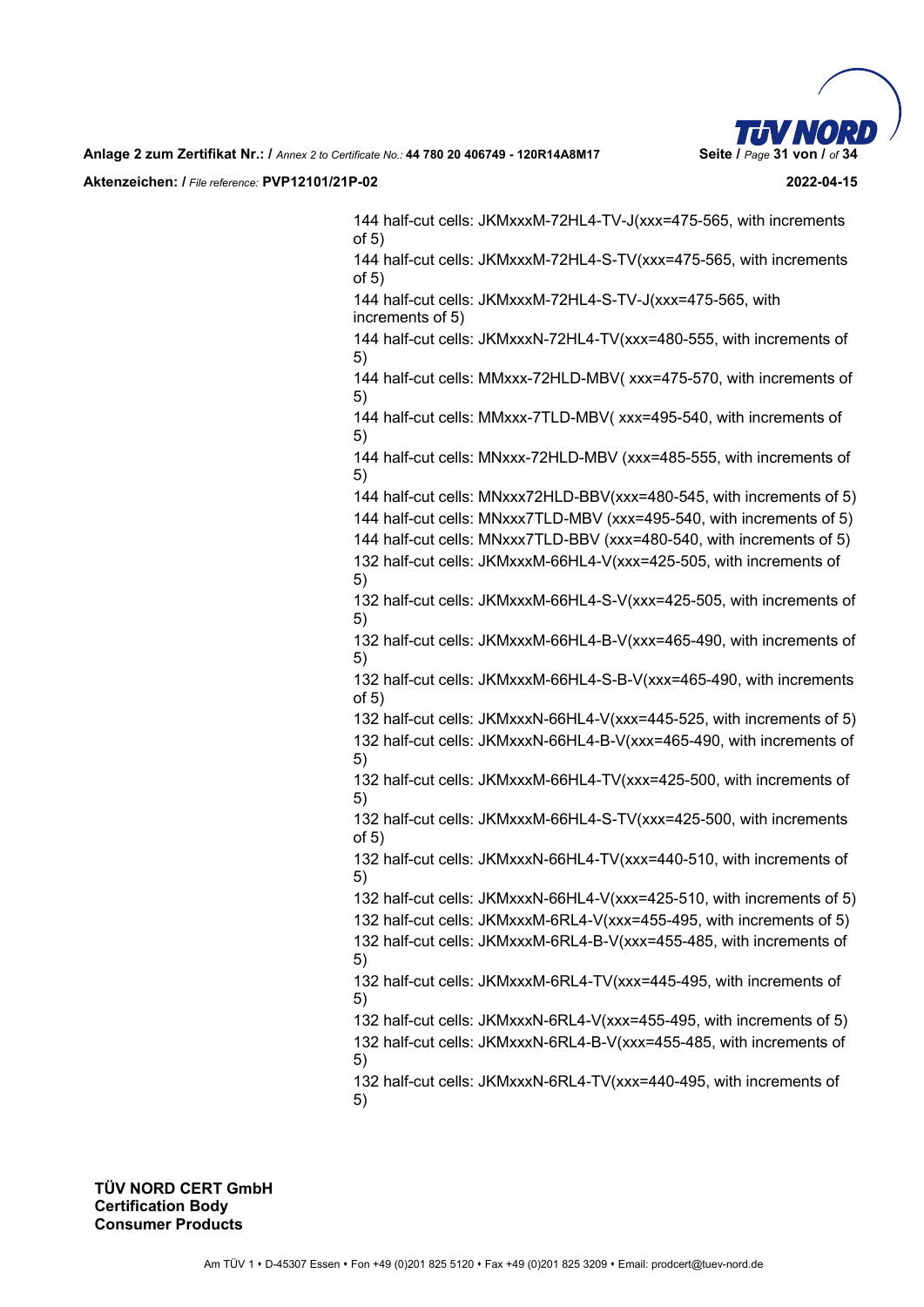144 half-cut cells: JKMxxxM-72HL4-TV-J(xxx=475-565, with increments of 5)

144 half-cut cells: JKMxxxM-72HL4-S-TV(xxx=475-565, with increments of 5)

144 half-cut cells: JKMxxxM-72HL4-S-TV-J(xxx=475-565, with increments of 5)

144 half-cut cells: JKMxxxN-72HL4-TV(xxx=480-555, with increments of 5)

144 half-cut cells: MMxxx-72HLD-MBV( xxx=475-570, with increments of 5)

144 half-cut cells: MMxxx-7TLD-MBV( xxx=495-540, with increments of 5)

144 half-cut cells: MNxxx-72HLD-MBV (xxx=485-555, with increments of 5)

144 half-cut cells: MNxxx72HLD-BBV(xxx=480-545, with increments of 5)

144 half-cut cells: MNxxx7TLD-MBV (xxx=495-540, with increments of 5)

144 half-cut cells: MNxxx7TLD-BBV (xxx=480-540, with increments of 5)

132 half-cut cells: JKMxxxM-66HL4-V(xxx=425-505, with increments of 5)

132 half-cut cells: JKMxxxM-66HL4-S-V(xxx=425-505, with increments of 5)

132 half-cut cells: JKMxxxM-66HL4-B-V(xxx=465-490, with increments of 5)

132 half-cut cells: JKMxxxM-66HL4-S-B-V(xxx=465-490, with increments of 5)

132 half-cut cells: JKMxxxN-66HL4-V(xxx=445-525, with increments of 5)

132 half-cut cells: JKMxxxN-66HL4-B-V(xxx=465-490, with increments of 5)

132 half-cut cells: JKMxxxM-66HL4-TV(xxx=425-500, with increments of 5)

132 half-cut cells: JKMxxxM-66HL4-S-TV(xxx=425-500, with increments of 5)

132 half-cut cells: JKMxxxN-66HL4-TV(xxx=440-510, with increments of 5)

132 half-cut cells: JKMxxxN-66HL4-V(xxx=425-510, with increments of 5)

132 half-cut cells: JKMxxxM-6RL4-V(xxx=455-495, with increments of 5)

132 half-cut cells: JKMxxxM-6RL4-B-V(xxx=455-485, with increments of 5)

132 half-cut cells: JKMxxxM-6RL4-TV(xxx=445-495, with increments of 5)

132 half-cut cells: JKMxxxN-6RL4-V(xxx=455-495, with increments of 5)

132 half-cut cells: JKMxxxN-6RL4-B-V(xxx=455-485, with increments of 5)

132 half-cut cells: JKMxxxN-6RL4-TV(xxx=440-495, with increments of 5)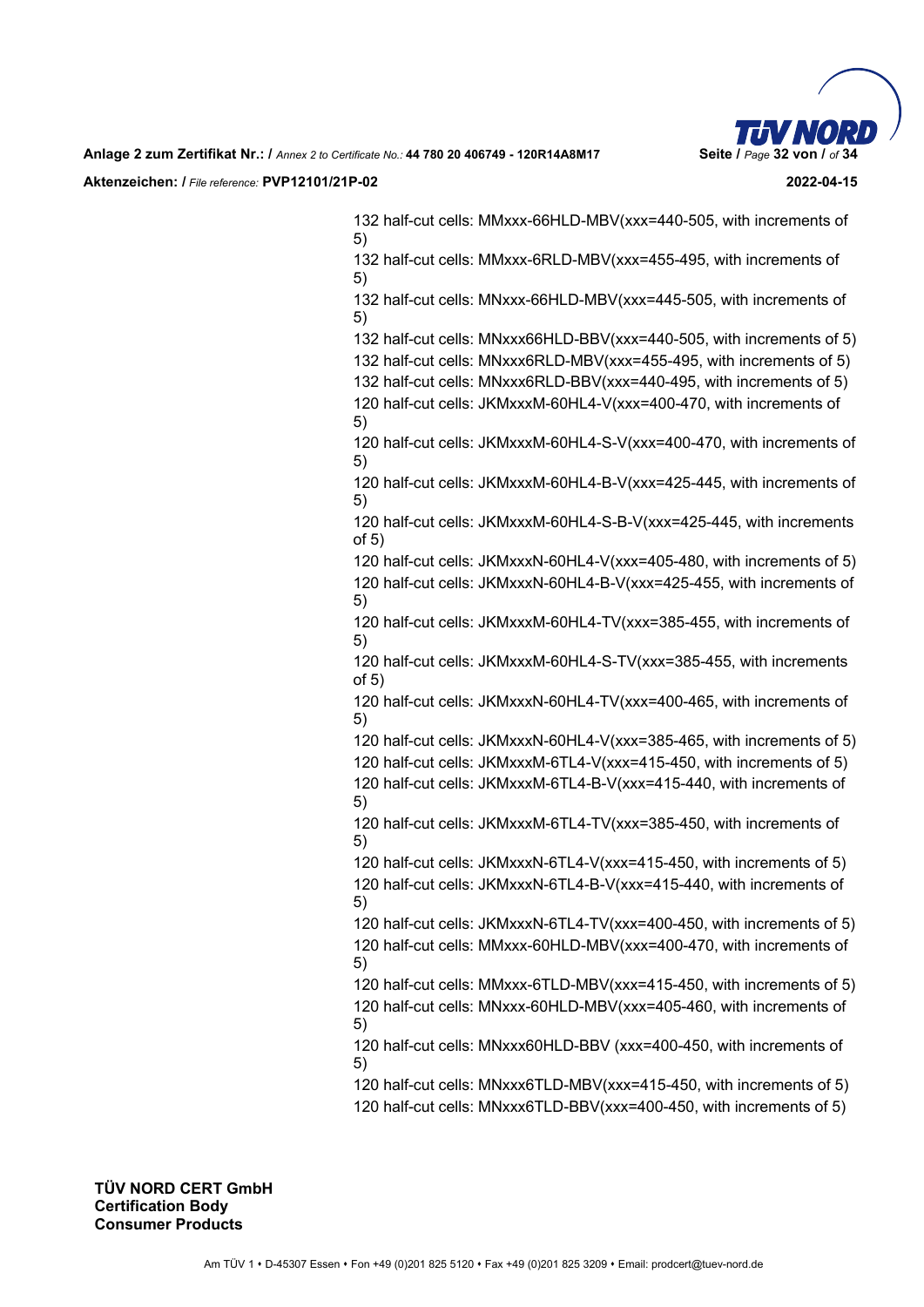132 half-cut cells: MMxxx-66HLD-MBV(xxx=440-505, with increments of 5)
132 half-cut cells: MMxxx-6RLD-MBV(xxx=455-495, with increments of 5)
132 half-cut cells: MNxxx-66HLD-MBV(xxx=445-505, with increments of 5)
132 half-cut cells: MNxxx66HLD-BBV(xxx=440-505, with increments of 5)
132 half-cut cells: MNxxx6RLD-MBV(xxx=455-495, with increments of 5)
132 half-cut cells: MNxxx6RLD-BBV(xxx=440-495, with increments of 5)
120 half-cut cells: JKMxxxM-60HL4-V(xxx=400-470, with increments of 5)
120 half-cut cells: JKMxxxM-60HL4-S-V(xxx=400-470, with increments of 5)
120 half-cut cells: JKMxxxM-60HL4-B-V(xxx=425-445, with increments of 5)
120 half-cut cells: JKMxxxM-60HL4-S-B-V(xxx=425-445, with increments of 5)
120 half-cut cells: JKMxxxN-60HL4-V(xxx=405-480, with increments of 5)
120 half-cut cells: JKMxxxN-60HL4-B-V(xxx=425-455, with increments of 5)
120 half-cut cells: JKMxxxM-60HL4-TV(xxx=385-455, with increments of 5)
120 half-cut cells: JKMxxxM-60HL4-S-TV(xxx=385-455, with increments of 5)
120 half-cut cells: JKMxxxN-60HL4-TV(xxx=400-465, with increments of 5)
120 half-cut cells: JKMxxxN-60HL4-V(xxx=385-465, with increments of 5)
120 half-cut cells: JKMxxxM-6TL4-V(xxx=415-450, with increments of 5)
120 half-cut cells: JKMxxxM-6TL4-B-V(xxx=415-440, with increments of 5)
120 half-cut cells: JKMxxxM-6TL4-TV(xxx=385-450, with increments of 5)
120 half-cut cells: JKMxxxN-6TL4-V(xxx=415-450, with increments of 5)
120 half-cut cells: JKMxxxN-6TL4-B-V(xxx=415-440, with increments of 5)
120 half-cut cells: JKMxxxN-6TL4-TV(xxx=400-450, with increments of 5)
120 half-cut cells: MMxxx-60HLD-MBV(xxx=400-470, with increments of 5)
120 half-cut cells: MMxxx-6TLD-MBV(xxx=415-450, with increments of 5)
120 half-cut cells: MNxxx-60HLD-MBV(xxx=405-460, with increments of 5)
120 half-cut cells: MNxxx60HLD-BBV (xxx=400-450, with increments of 5)
120 half-cut cells: MNxxx6TLD-MBV(xxx=415-450, with increments of 5)
120 half-cut cells: MNxxx6TLD-BBV(xxx=400-450, with increments of 5)

**TÜV NORD CERT GmbH**
**Certification Body**
**Consumer Products**

Am TÜV 1 • D-45307 Essen • Fon +49 (0)201 825 5120 • Fax +49 (0)201 825 3209 • Email: prodcert@tuev-nord.de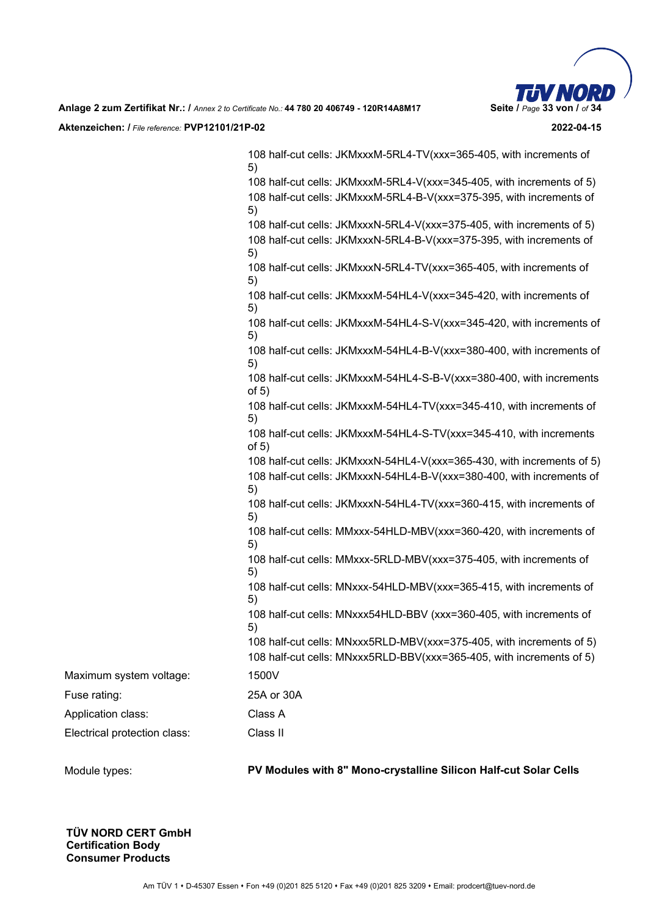108 half-cut cells: JKMxxxM-5RL4-TV(xxx=365-405, with increments of 5)
108 half-cut cells: JKMxxxM-5RL4-V(xxx=345-405, with increments of 5)
108 half-cut cells: JKMxxxM-5RL4-B-V(xxx=375-395, with increments of 5)
108 half-cut cells: JKMxxxN-5RL4-V(xxx=375-405, with increments of 5)
108 half-cut cells: JKMxxxN-5RL4-B-V(xxx=375-395, with increments of 5)
108 half-cut cells: JKMxxxN-5RL4-TV(xxx=365-405, with increments of 5)
108 half-cut cells: JKMxxxM-54HL4-V(xxx=345-420, with increments of 5)
108 half-cut cells: JKMxxxM-54HL4-S-V(xxx=345-420, with increments of 5)
108 half-cut cells: JKMxxxM-54HL4-B-V(xxx=380-400, with increments of 5)
108 half-cut cells: JKMxxxM-54HL4-S-B-V(xxx=380-400, with increments of 5)
108 half-cut cells: JKMxxxM-54HL4-TV(xxx=345-410, with increments of 5)
108 half-cut cells: JKMxxxM-54HL4-S-TV(xxx=345-410, with increments of 5)
108 half-cut cells: JKMxxxN-54HL4-V(xxx=365-430, with increments of 5)
108 half-cut cells: JKMxxxN-54HL4-B-V(xxx=380-400, with increments of 5)
108 half-cut cells: JKMxxxN-54HL4-TV(xxx=360-415, with increments of 5)
108 half-cut cells: MMxxx-54HLD-MBV(xxx=360-420, with increments of 5)
108 half-cut cells: MMxxx-5RLD-MBV(xxx=375-405, with increments of 5)
108 half-cut cells: MNxxx-54HLD-MBV(xxx=365-415, with increments of 5)
108 half-cut cells: MNxxx54HLD-BBV (xxx=360-405, with increments of 5)
108 half-cut cells: MNxxx5RLD-MBV(xxx=375-405, with increments of 5)
108 half-cut cells: MNxxx5RLD-BBV(xxx=365-405, with increments of 5)

| | |
|---|---|
| Maximum system voltage: | 1500V |
| Fuse rating: | 25A or 30A |
| Application class: | Class A |
| Electrical protection class: | Class II |

Module types: **PV Modules with 8" Mono-crystalline Silicon Half-cut Solar Cells**

**TÜV NORD CERT GmbH**
**Certification Body**
**Consumer Products**

Am TÜV 1 • D-45307 Essen • Fon +49 (0)201 825 5120 • Fax +49 (0)201 825 3209 • Email: prodcert@tuev-nord.de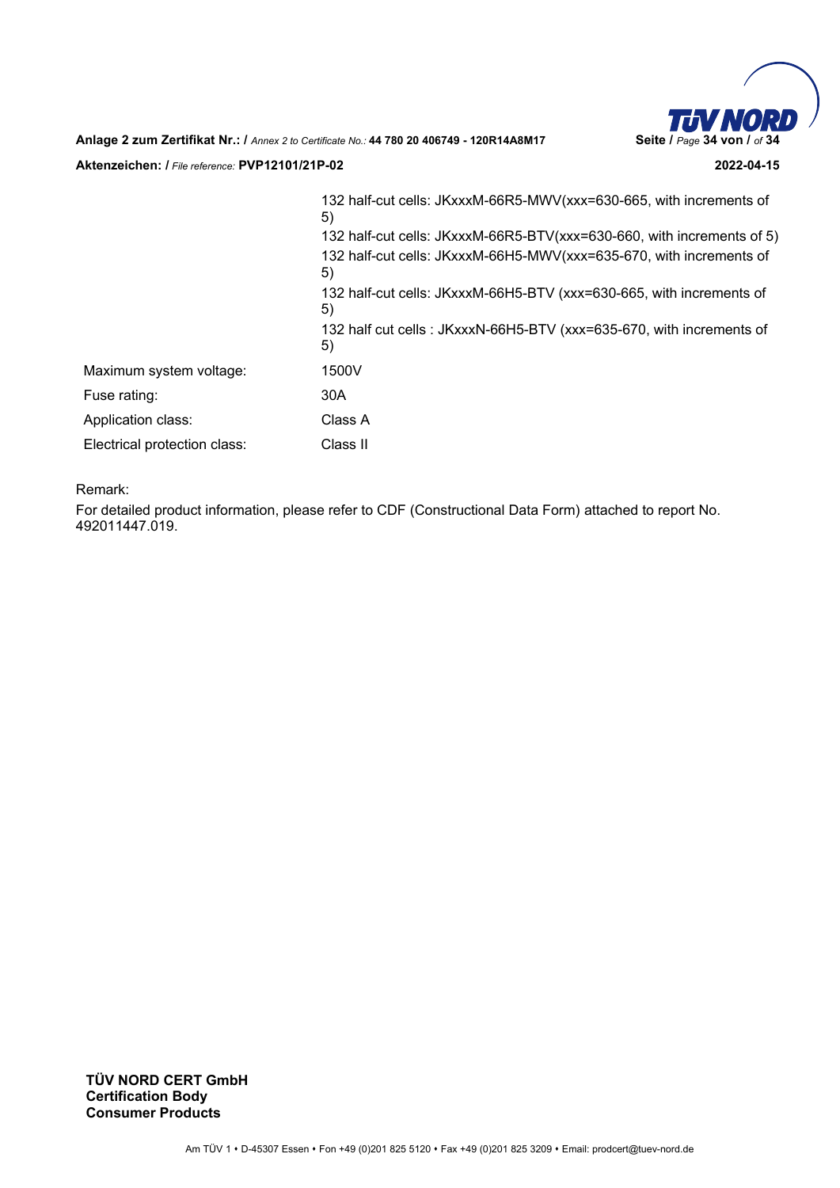| | |
|---|---|
| | 132 half-cut cells: JKxxxM-66R5-MWV(xxx=630-665, with increments of 5) |
| | 132 half-cut cells: JKxxxM-66R5-BTV(xxx=630-660, with increments of 5) |
| | 132 half-cut cells: JKxxxM-66H5-MWV(xxx=635-670, with increments of 5) |
| | 132 half-cut cells: JKxxxM-66H5-BTV (xxx=630-665, with increments of 5) |
| | 132 half cut cells : JKxxxN-66H5-BTV (xxx=635-670, with increments of 5) |
| Maximum system voltage: | 1500V |
| Fuse rating: | 30A |
| Application class: | Class A |
| Electrical protection class: | Class II |

Remark:

For detailed product information, please refer to CDF (Constructional Data Form) attached to report No. 492011447.019.

**TÜV NORD CERT GmbH**
**Certification Body**
**Consumer Products**